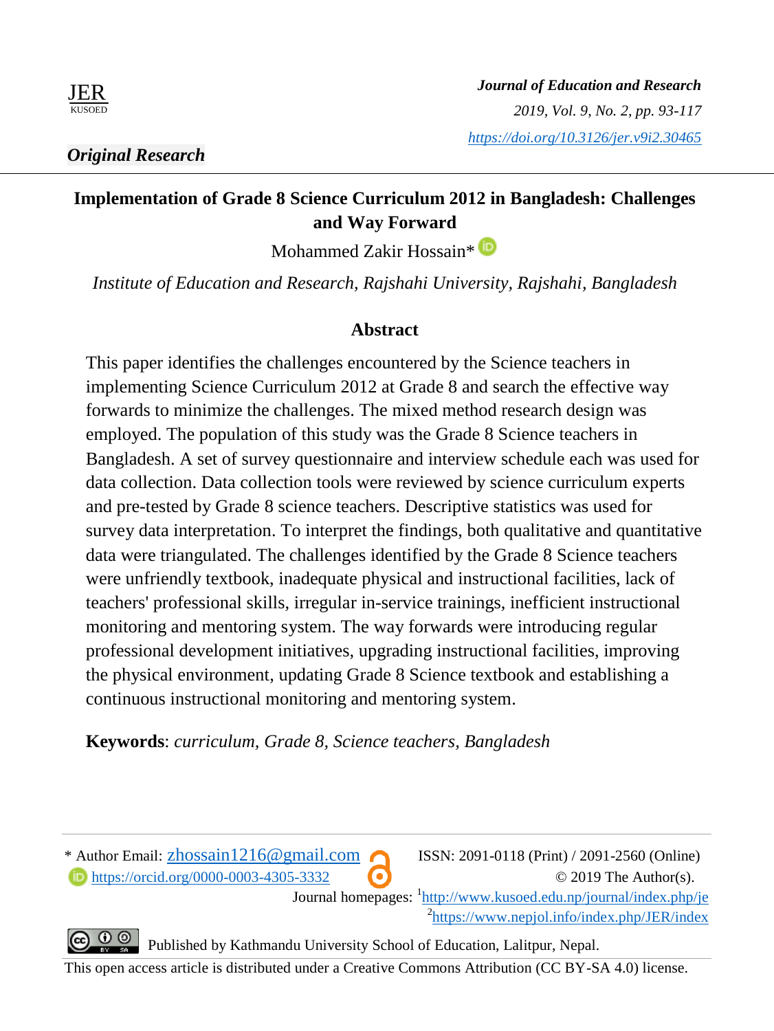JER
KUSOED

*Journal of Education and Research*
*2019, Vol. 9, No. 2, pp. 93-117*
*https://doi.org/10.3126/jer.v9i2.30465*

***Original Research***

# Implementation of Grade 8 Science Curriculum 2012 in Bangladesh: Challenges and Way Forward

Mohammed Zakir Hossain*

*Institute of Education and Research, Rajshahi University, Rajshahi, Bangladesh*

## Abstract

This paper identifies the challenges encountered by the Science teachers in implementing Science Curriculum 2012 at Grade 8 and search the effective way forwards to minimize the challenges. The mixed method research design was employed. The population of this study was the Grade 8 Science teachers in Bangladesh. A set of survey questionnaire and interview schedule each was used for data collection. Data collection tools were reviewed by science curriculum experts and pre-tested by Grade 8 science teachers. Descriptive statistics was used for survey data interpretation. To interpret the findings, both qualitative and quantitative data were triangulated. The challenges identified by the Grade 8 Science teachers were unfriendly textbook, inadequate physical and instructional facilities, lack of teachers' professional skills, irregular in-service trainings, inefficient instructional monitoring and mentoring system. The way forwards were introducing regular professional development initiatives, upgrading instructional facilities, improving the physical environment, updating Grade 8 Science textbook and establishing a continuous instructional monitoring and mentoring system.

**Keywords**: *curriculum, Grade 8, Science teachers, Bangladesh*

* Author Email: zhossain1216@gmail.com
https://orcid.org/0000-0003-4305-3332

ISSN: 2091-0118 (Print) / 2091-2560 (Online)
© 2019 The Author(s).
Journal homepages: [1]http://www.kusoed.edu.np/journal/index.php/je
[2]https://www.nepjol.info/index.php/JER/index

Published by Kathmandu University School of Education, Lalitpur, Nepal.
This open access article is distributed under a Creative Commons Attribution (CC BY-SA 4.0) license.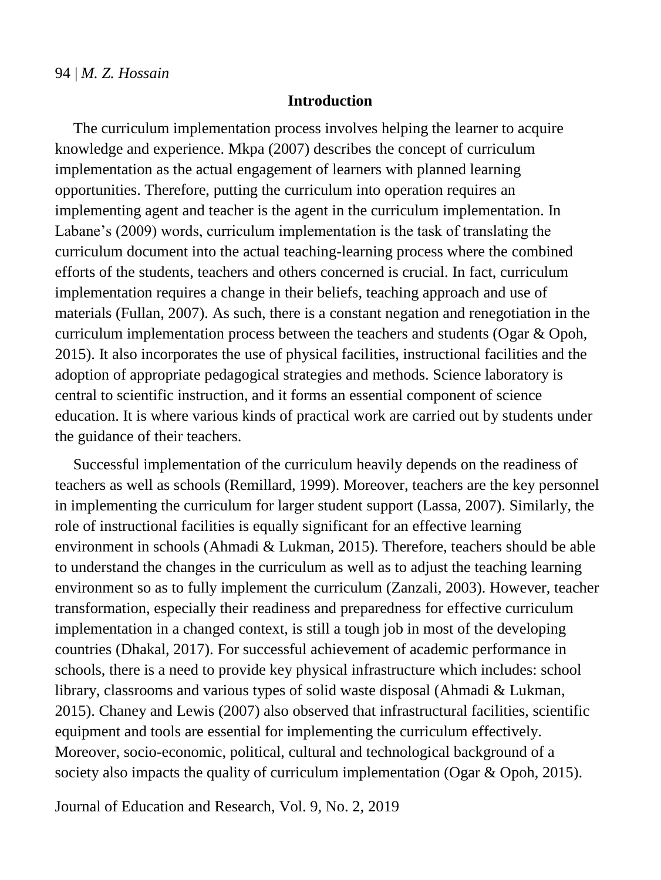## Introduction

The curriculum implementation process involves helping the learner to acquire knowledge and experience. Mkpa (2007) describes the concept of curriculum implementation as the actual engagement of learners with planned learning opportunities. Therefore, putting the curriculum into operation requires an implementing agent and teacher is the agent in the curriculum implementation. In Labane's (2009) words, curriculum implementation is the task of translating the curriculum document into the actual teaching-learning process where the combined efforts of the students, teachers and others concerned is crucial. In fact, curriculum implementation requires a change in their beliefs, teaching approach and use of materials (Fullan, 2007). As such, there is a constant negation and renegotiation in the curriculum implementation process between the teachers and students (Ogar & Opoh, 2015). It also incorporates the use of physical facilities, instructional facilities and the adoption of appropriate pedagogical strategies and methods. Science laboratory is central to scientific instruction, and it forms an essential component of science education. It is where various kinds of practical work are carried out by students under the guidance of their teachers.

Successful implementation of the curriculum heavily depends on the readiness of teachers as well as schools (Remillard, 1999). Moreover, teachers are the key personnel in implementing the curriculum for larger student support (Lassa, 2007). Similarly, the role of instructional facilities is equally significant for an effective learning environment in schools (Ahmadi & Lukman, 2015). Therefore, teachers should be able to understand the changes in the curriculum as well as to adjust the teaching learning environment so as to fully implement the curriculum (Zanzali, 2003). However, teacher transformation, especially their readiness and preparedness for effective curriculum implementation in a changed context, is still a tough job in most of the developing countries (Dhakal, 2017). For successful achievement of academic performance in schools, there is a need to provide key physical infrastructure which includes: school library, classrooms and various types of solid waste disposal (Ahmadi & Lukman, 2015). Chaney and Lewis (2007) also observed that infrastructural facilities, scientific equipment and tools are essential for implementing the curriculum effectively. Moreover, socio-economic, political, cultural and technological background of a society also impacts the quality of curriculum implementation (Ogar & Opoh, 2015).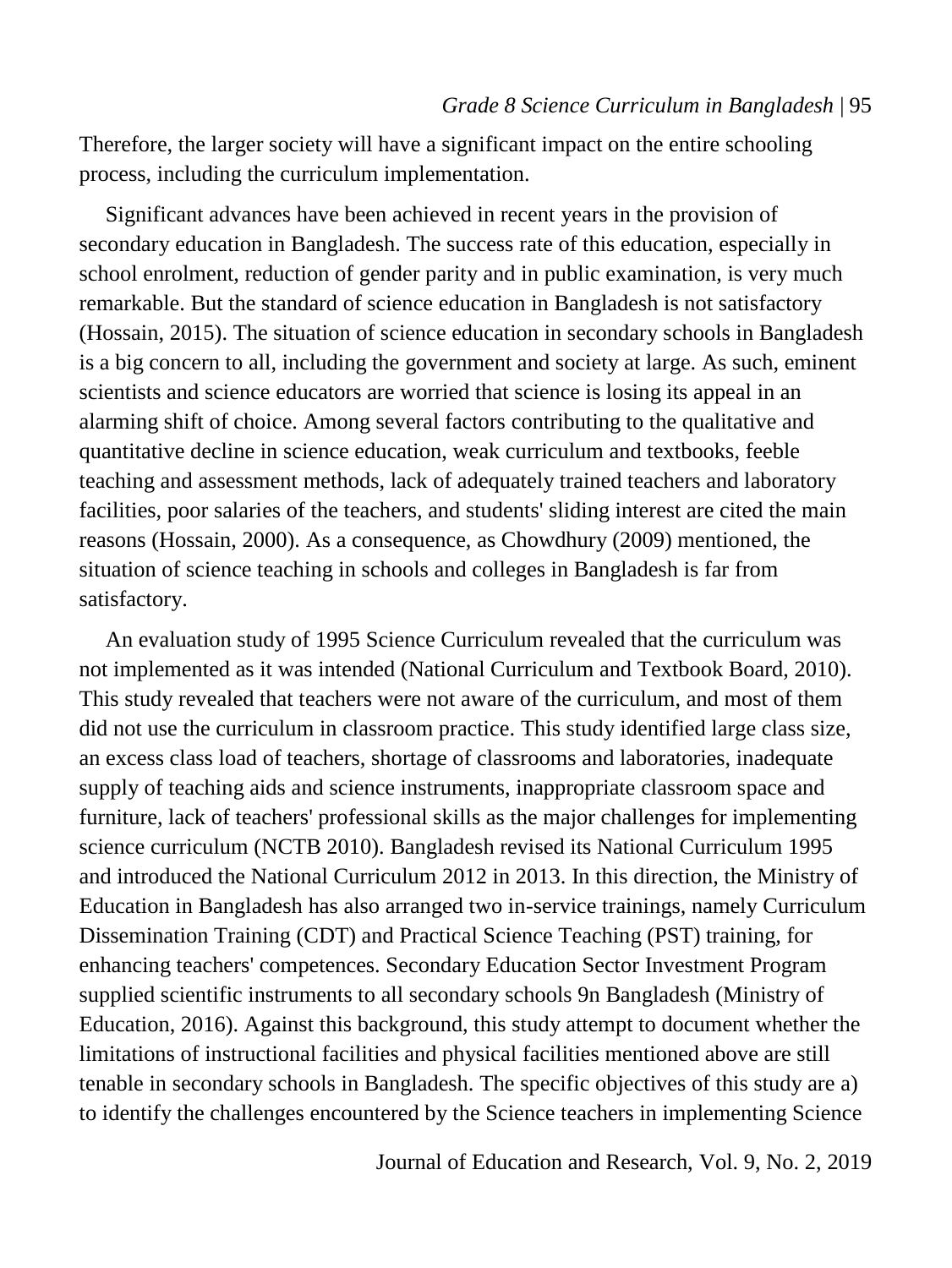Therefore, the larger society will have a significant impact on the entire schooling process, including the curriculum implementation.

Significant advances have been achieved in recent years in the provision of secondary education in Bangladesh. The success rate of this education, especially in school enrolment, reduction of gender parity and in public examination, is very much remarkable. But the standard of science education in Bangladesh is not satisfactory (Hossain, 2015). The situation of science education in secondary schools in Bangladesh is a big concern to all, including the government and society at large. As such, eminent scientists and science educators are worried that science is losing its appeal in an alarming shift of choice. Among several factors contributing to the qualitative and quantitative decline in science education, weak curriculum and textbooks, feeble teaching and assessment methods, lack of adequately trained teachers and laboratory facilities, poor salaries of the teachers, and students' sliding interest are cited the main reasons (Hossain, 2000). As a consequence, as Chowdhury (2009) mentioned, the situation of science teaching in schools and colleges in Bangladesh is far from satisfactory.

An evaluation study of 1995 Science Curriculum revealed that the curriculum was not implemented as it was intended (National Curriculum and Textbook Board, 2010). This study revealed that teachers were not aware of the curriculum, and most of them did not use the curriculum in classroom practice. This study identified large class size, an excess class load of teachers, shortage of classrooms and laboratories, inadequate supply of teaching aids and science instruments, inappropriate classroom space and furniture, lack of teachers' professional skills as the major challenges for implementing science curriculum (NCTB 2010). Bangladesh revised its National Curriculum 1995 and introduced the National Curriculum 2012 in 2013. In this direction, the Ministry of Education in Bangladesh has also arranged two in-service trainings, namely Curriculum Dissemination Training (CDT) and Practical Science Teaching (PST) training, for enhancing teachers' competences. Secondary Education Sector Investment Program supplied scientific instruments to all secondary schools 9n Bangladesh (Ministry of Education, 2016). Against this background, this study attempt to document whether the limitations of instructional facilities and physical facilities mentioned above are still tenable in secondary schools in Bangladesh. The specific objectives of this study are a) to identify the challenges encountered by the Science teachers in implementing Science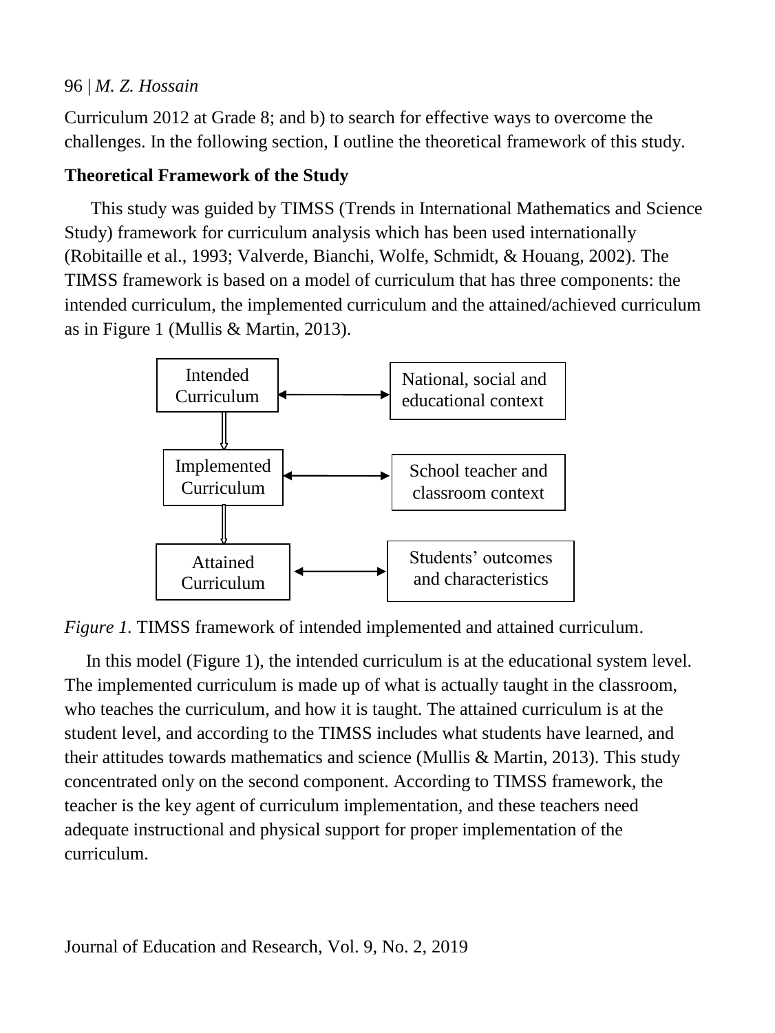Curriculum 2012 at Grade 8; and b) to search for effective ways to overcome the challenges. In the following section, I outline the theoretical framework of this study.

### Theoretical Framework of the Study

This study was guided by TIMSS (Trends in International Mathematics and Science Study) framework for curriculum analysis which has been used internationally (Robitaille et al., 1993; Valverde, Bianchi, Wolfe, Schmidt, & Houang, 2002). The TIMSS framework is based on a model of curriculum that has three components: the intended curriculum, the implemented curriculum and the attained/achieved curriculum as in Figure 1 (Mullis & Martin, 2013).

Intended Curriculum

National, social and educational context

Implemented Curriculum

School teacher and classroom context

Attained Curriculum

Students' outcomes and characteristics

*Figure 1.* TIMSS framework of intended implemented and attained curriculum.

In this model (Figure 1), the intended curriculum is at the educational system level. The implemented curriculum is made up of what is actually taught in the classroom, who teaches the curriculum, and how it is taught. The attained curriculum is at the student level, and according to the TIMSS includes what students have learned, and their attitudes towards mathematics and science (Mullis & Martin, 2013). This study concentrated only on the second component. According to TIMSS framework, the teacher is the key agent of curriculum implementation, and these teachers need adequate instructional and physical support for proper implementation of the curriculum.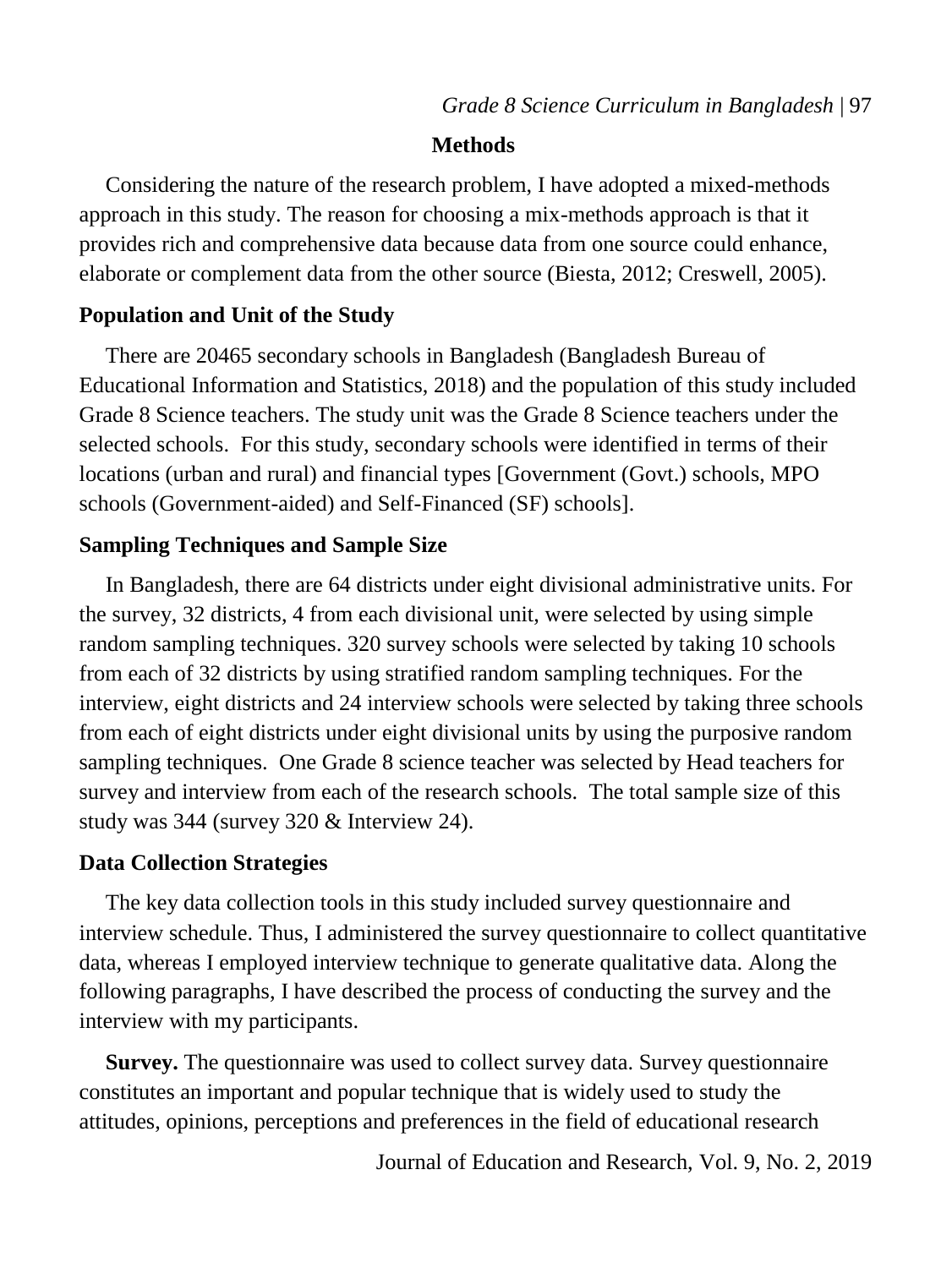## Methods

Considering the nature of the research problem, I have adopted a mixed-methods approach in this study. The reason for choosing a mix-methods approach is that it provides rich and comprehensive data because data from one source could enhance, elaborate or complement data from the other source (Biesta, 2012; Creswell, 2005).

### Population and Unit of the Study

There are 20465 secondary schools in Bangladesh (Bangladesh Bureau of Educational Information and Statistics, 2018) and the population of this study included Grade 8 Science teachers. The study unit was the Grade 8 Science teachers under the selected schools. For this study, secondary schools were identified in terms of their locations (urban and rural) and financial types [Government (Govt.) schools, MPO schools (Government-aided) and Self-Financed (SF) schools].

### Sampling Techniques and Sample Size

In Bangladesh, there are 64 districts under eight divisional administrative units. For the survey, 32 districts, 4 from each divisional unit, were selected by using simple random sampling techniques. 320 survey schools were selected by taking 10 schools from each of 32 districts by using stratified random sampling techniques. For the interview, eight districts and 24 interview schools were selected by taking three schools from each of eight districts under eight divisional units by using the purposive random sampling techniques. One Grade 8 science teacher was selected by Head teachers for survey and interview from each of the research schools. The total sample size of this study was 344 (survey 320 & Interview 24).

### Data Collection Strategies

The key data collection tools in this study included survey questionnaire and interview schedule. Thus, I administered the survey questionnaire to collect quantitative data, whereas I employed interview technique to generate qualitative data. Along the following paragraphs, I have described the process of conducting the survey and the interview with my participants.

**Survey.** The questionnaire was used to collect survey data. Survey questionnaire constitutes an important and popular technique that is widely used to study the attitudes, opinions, perceptions and preferences in the field of educational research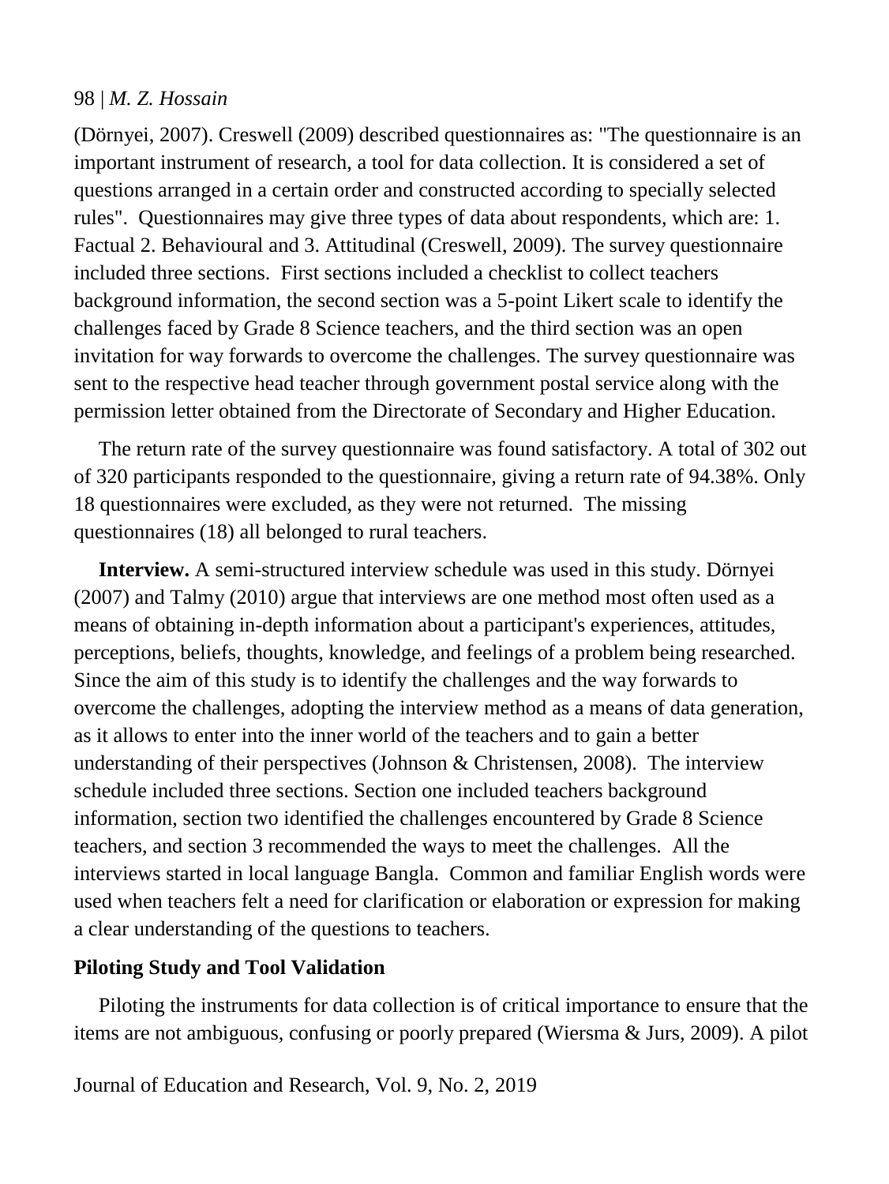(Dörnyei, 2007). Creswell (2009) described questionnaires as: "The questionnaire is an important instrument of research, a tool for data collection. It is considered a set of questions arranged in a certain order and constructed according to specially selected rules". Questionnaires may give three types of data about respondents, which are: 1. Factual 2. Behavioural and 3. Attitudinal (Creswell, 2009). The survey questionnaire included three sections. First sections included a checklist to collect teachers background information, the second section was a 5-point Likert scale to identify the challenges faced by Grade 8 Science teachers, and the third section was an open invitation for way forwards to overcome the challenges. The survey questionnaire was sent to the respective head teacher through government postal service along with the permission letter obtained from the Directorate of Secondary and Higher Education.

The return rate of the survey questionnaire was found satisfactory. A total of 302 out of 320 participants responded to the questionnaire, giving a return rate of 94.38%. Only 18 questionnaires were excluded, as they were not returned. The missing questionnaires (18) all belonged to rural teachers.

**Interview.** A semi-structured interview schedule was used in this study. Dörnyei (2007) and Talmy (2010) argue that interviews are one method most often used as a means of obtaining in-depth information about a participant's experiences, attitudes, perceptions, beliefs, thoughts, knowledge, and feelings of a problem being researched. Since the aim of this study is to identify the challenges and the way forwards to overcome the challenges, adopting the interview method as a means of data generation, as it allows to enter into the inner world of the teachers and to gain a better understanding of their perspectives (Johnson & Christensen, 2008). The interview schedule included three sections. Section one included teachers background information, section two identified the challenges encountered by Grade 8 Science teachers, and section 3 recommended the ways to meet the challenges. All the interviews started in local language Bangla. Common and familiar English words were used when teachers felt a need for clarification or elaboration or expression for making a clear understanding of the questions to teachers.

### Piloting Study and Tool Validation

Piloting the instruments for data collection is of critical importance to ensure that the items are not ambiguous, confusing or poorly prepared (Wiersma & Jurs, 2009). A pilot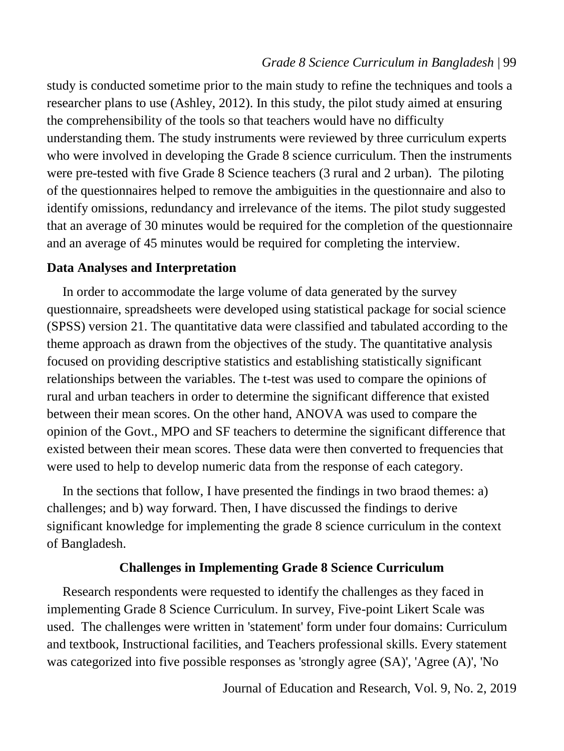study is conducted sometime prior to the main study to refine the techniques and tools a researcher plans to use (Ashley, 2012). In this study, the pilot study aimed at ensuring the comprehensibility of the tools so that teachers would have no difficulty understanding them. The study instruments were reviewed by three curriculum experts who were involved in developing the Grade 8 science curriculum. Then the instruments were pre-tested with five Grade 8 Science teachers (3 rural and 2 urban). The piloting of the questionnaires helped to remove the ambiguities in the questionnaire and also to identify omissions, redundancy and irrelevance of the items. The pilot study suggested that an average of 30 minutes would be required for the completion of the questionnaire and an average of 45 minutes would be required for completing the interview.

**Data Analyses and Interpretation**

In order to accommodate the large volume of data generated by the survey questionnaire, spreadsheets were developed using statistical package for social science (SPSS) version 21. The quantitative data were classified and tabulated according to the theme approach as drawn from the objectives of the study. The quantitative analysis focused on providing descriptive statistics and establishing statistically significant relationships between the variables. The t-test was used to compare the opinions of rural and urban teachers in order to determine the significant difference that existed between their mean scores. On the other hand, ANOVA was used to compare the opinion of the Govt., MPO and SF teachers to determine the significant difference that existed between their mean scores. These data were then converted to frequencies that were used to help to develop numeric data from the response of each category.

In the sections that follow, I have presented the findings in two braod themes: a) challenges; and b) way forward. Then, I have discussed the findings to derive significant knowledge for implementing the grade 8 science curriculum in the context of Bangladesh.

## Challenges in Implementing Grade 8 Science Curriculum

Research respondents were requested to identify the challenges as they faced in implementing Grade 8 Science Curriculum. In survey, Five-point Likert Scale was used. The challenges were written in 'statement' form under four domains: Curriculum and textbook, Instructional facilities, and Teachers professional skills. Every statement was categorized into five possible responses as 'strongly agree (SA)', 'Agree (A)', 'No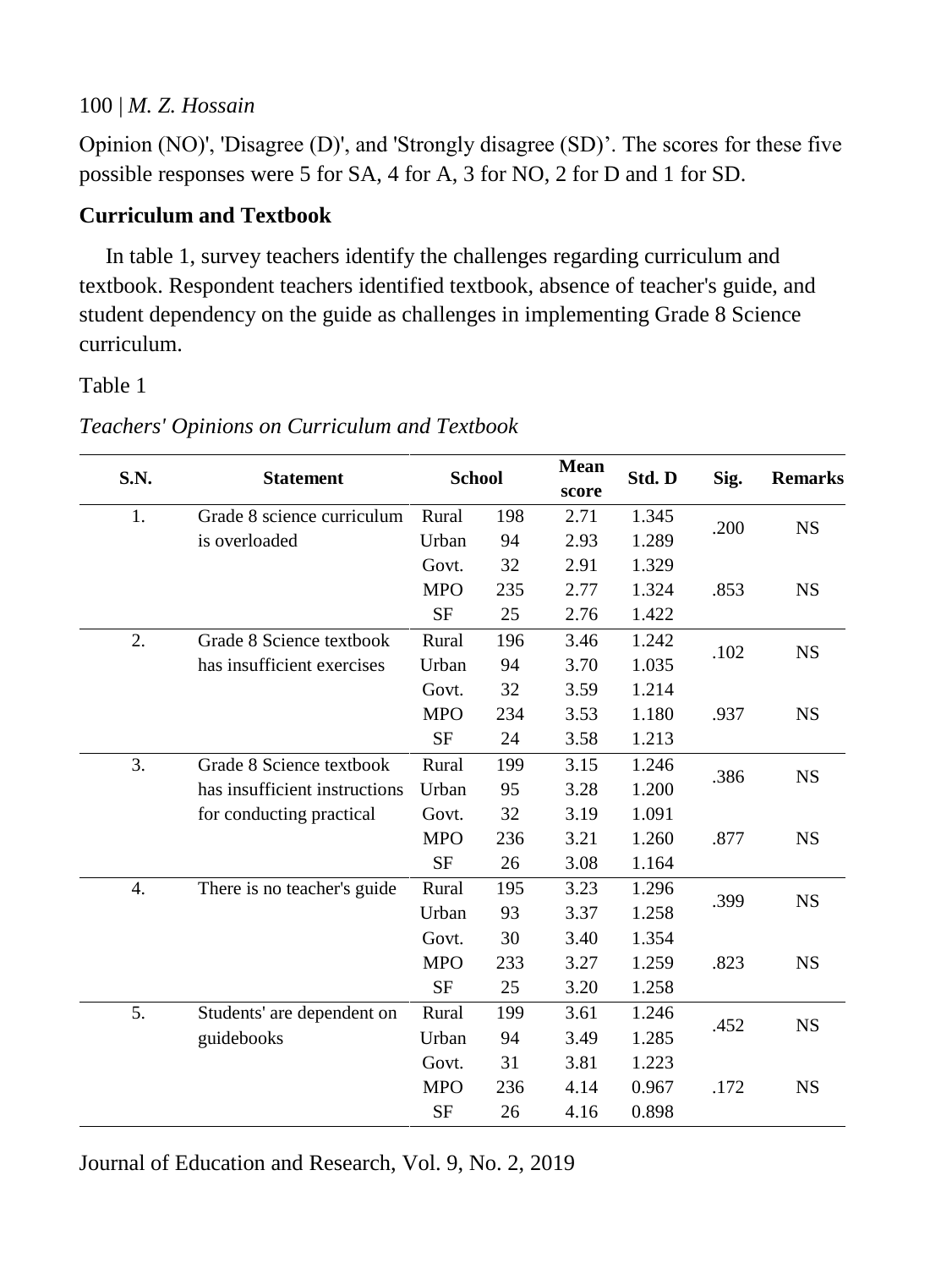Opinion (NO)', 'Disagree (D)', and 'Strongly disagree (SD)'. The scores for these five possible responses were 5 for SA, 4 for A, 3 for NO, 2 for D and 1 for SD.

**Curriculum and Textbook**

In table 1, survey teachers identify the challenges regarding curriculum and textbook. Respondent teachers identified textbook, absence of teacher's guide, and student dependency on the guide as challenges in implementing Grade 8 Science curriculum.

Table 1

*Teachers' Opinions on Curriculum and Textbook*

| S.N. | Statement | School | | Mean score | Std. D | Sig. | Remarks |
|---|---|---|---|---|---|---|---|
| 1. | Grade 8 science curriculum is overloaded | Rural | 198 | 2.71 | 1.345 | .200 | NS |
| | | Urban | 94 | 2.93 | 1.289 | | |
| | | Govt. | 32 | 2.91 | 1.329 | | |
| | | MPO | 235 | 2.77 | 1.324 | .853 | NS |
| | | SF | 25 | 2.76 | 1.422 | | |
| 2. | Grade 8 Science textbook has insufficient exercises | Rural | 196 | 3.46 | 1.242 | .102 | NS |
| | | Urban | 94 | 3.70 | 1.035 | | |
| | | Govt. | 32 | 3.59 | 1.214 | | |
| | | MPO | 234 | 3.53 | 1.180 | .937 | NS |
| | | SF | 24 | 3.58 | 1.213 | | |
| 3. | Grade 8 Science textbook has insufficient instructions for conducting practical | Rural | 199 | 3.15 | 1.246 | .386 | NS |
| | | Urban | 95 | 3.28 | 1.200 | | |
| | | Govt. | 32 | 3.19 | 1.091 | | |
| | | MPO | 236 | 3.21 | 1.260 | .877 | NS |
| | | SF | 26 | 3.08 | 1.164 | | |
| 4. | There is no teacher's guide | Rural | 195 | 3.23 | 1.296 | .399 | NS |
| | | Urban | 93 | 3.37 | 1.258 | | |
| | | Govt. | 30 | 3.40 | 1.354 | | |
| | | MPO | 233 | 3.27 | 1.259 | .823 | NS |
| | | SF | 25 | 3.20 | 1.258 | | |
| 5. | Students' are dependent on guidebooks | Rural | 199 | 3.61 | 1.246 | .452 | NS |
| | | Urban | 94 | 3.49 | 1.285 | | |
| | | Govt. | 31 | 3.81 | 1.223 | | |
| | | MPO | 236 | 4.14 | 0.967 | .172 | NS |
| | | SF | 26 | 4.16 | 0.898 | | |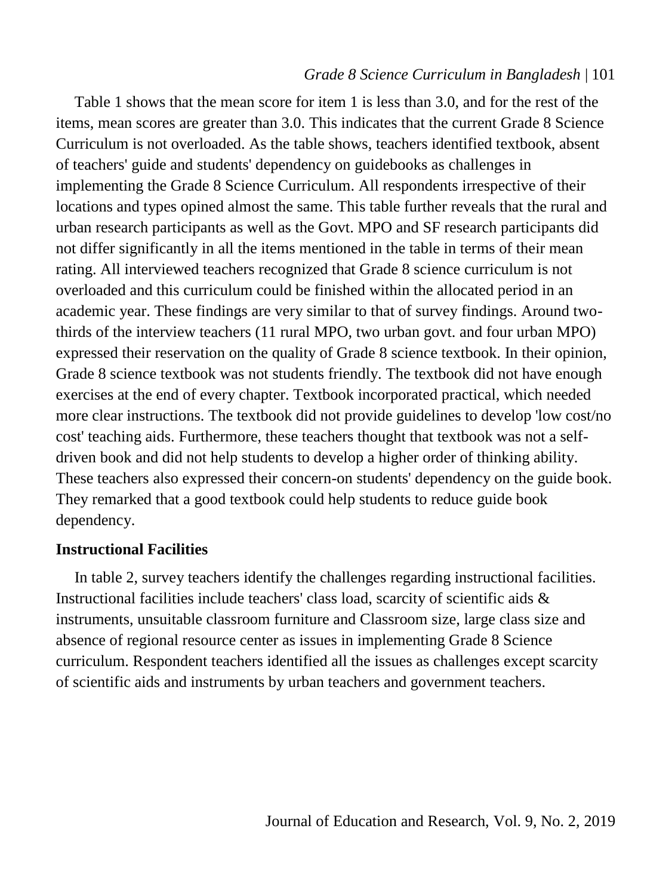Table 1 shows that the mean score for item 1 is less than 3.0, and for the rest of the items, mean scores are greater than 3.0. This indicates that the current Grade 8 Science Curriculum is not overloaded. As the table shows, teachers identified textbook, absent of teachers' guide and students' dependency on guidebooks as challenges in implementing the Grade 8 Science Curriculum. All respondents irrespective of their locations and types opined almost the same. This table further reveals that the rural and urban research participants as well as the Govt. MPO and SF research participants did not differ significantly in all the items mentioned in the table in terms of their mean rating. All interviewed teachers recognized that Grade 8 science curriculum is not overloaded and this curriculum could be finished within the allocated period in an academic year. These findings are very similar to that of survey findings. Around two-thirds of the interview teachers (11 rural MPO, two urban govt. and four urban MPO) expressed their reservation on the quality of Grade 8 science textbook. In their opinion, Grade 8 science textbook was not students friendly. The textbook did not have enough exercises at the end of every chapter. Textbook incorporated practical, which needed more clear instructions. The textbook did not provide guidelines to develop 'low cost/no cost' teaching aids. Furthermore, these teachers thought that textbook was not a self-driven book and did not help students to develop a higher order of thinking ability. These teachers also expressed their concern-on students' dependency on the guide book. They remarked that a good textbook could help students to reduce guide book dependency.

### Instructional Facilities

In table 2, survey teachers identify the challenges regarding instructional facilities. Instructional facilities include teachers' class load, scarcity of scientific aids & instruments, unsuitable classroom furniture and Classroom size, large class size and absence of regional resource center as issues in implementing Grade 8 Science curriculum. Respondent teachers identified all the issues as challenges except scarcity of scientific aids and instruments by urban teachers and government teachers.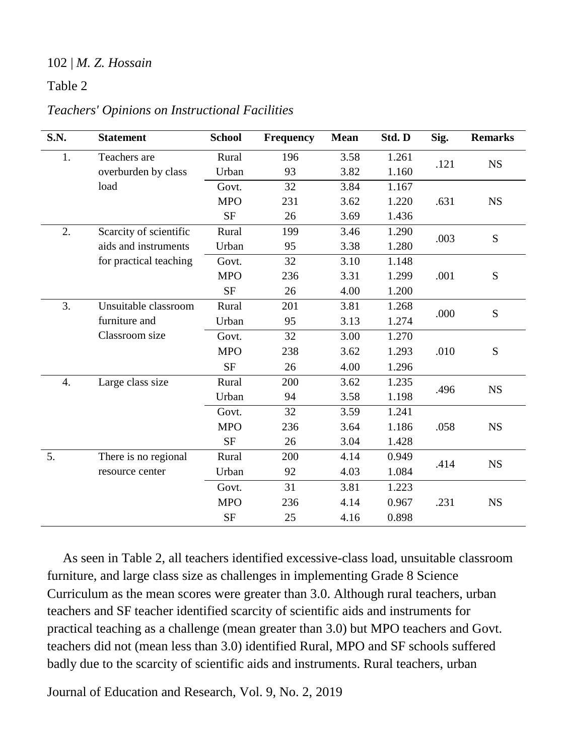Table 2

*Teachers' Opinions on Instructional Facilities*

| S.N. | Statement | School | Frequency | Mean | Std. D | Sig. | Remarks |
|---|---|---|---|---|---|---|---|
| 1. | Teachers are overburden by class load | Rural | 196 | 3.58 | 1.261 | .121 | NS |
| | | Urban | 93 | 3.82 | 1.160 | | |
| | | Govt. | 32 | 3.84 | 1.167 | .631 | NS |
| | | MPO | 231 | 3.62 | 1.220 | | |
| | | SF | 26 | 3.69 | 1.436 | | |
| 2. | Scarcity of scientific aids and instruments for practical teaching | Rural | 199 | 3.46 | 1.290 | .003 | S |
| | | Urban | 95 | 3.38 | 1.280 | | |
| | | Govt. | 32 | 3.10 | 1.148 | .001 | S |
| | | MPO | 236 | 3.31 | 1.299 | | |
| | | SF | 26 | 4.00 | 1.200 | | |
| 3. | Unsuitable classroom furniture and Classroom size | Rural | 201 | 3.81 | 1.268 | .000 | S |
| | | Urban | 95 | 3.13 | 1.274 | | |
| | | Govt. | 32 | 3.00 | 1.270 | .010 | S |
| | | MPO | 238 | 3.62 | 1.293 | | |
| | | SF | 26 | 4.00 | 1.296 | | |
| 4. | Large class size | Rural | 200 | 3.62 | 1.235 | .496 | NS |
| | | Urban | 94 | 3.58 | 1.198 | | |
| | | Govt. | 32 | 3.59 | 1.241 | .058 | NS |
| | | MPO | 236 | 3.64 | 1.186 | | |
| | | SF | 26 | 3.04 | 1.428 | | |
| 5. | There is no regional resource center | Rural | 200 | 4.14 | 0.949 | .414 | NS |
| | | Urban | 92 | 4.03 | 1.084 | | |
| | | Govt. | 31 | 3.81 | 1.223 | .231 | NS |
| | | MPO | 236 | 4.14 | 0.967 | | |
| | | SF | 25 | 4.16 | 0.898 | | |

As seen in Table 2, all teachers identified excessive-class load, unsuitable classroom furniture, and large class size as challenges in implementing Grade 8 Science Curriculum as the mean scores were greater than 3.0. Although rural teachers, urban teachers and SF teacher identified scarcity of scientific aids and instruments for practical teaching as a challenge (mean greater than 3.0) but MPO teachers and Govt. teachers did not (mean less than 3.0) identified Rural, MPO and SF schools suffered badly due to the scarcity of scientific aids and instruments. Rural teachers, urban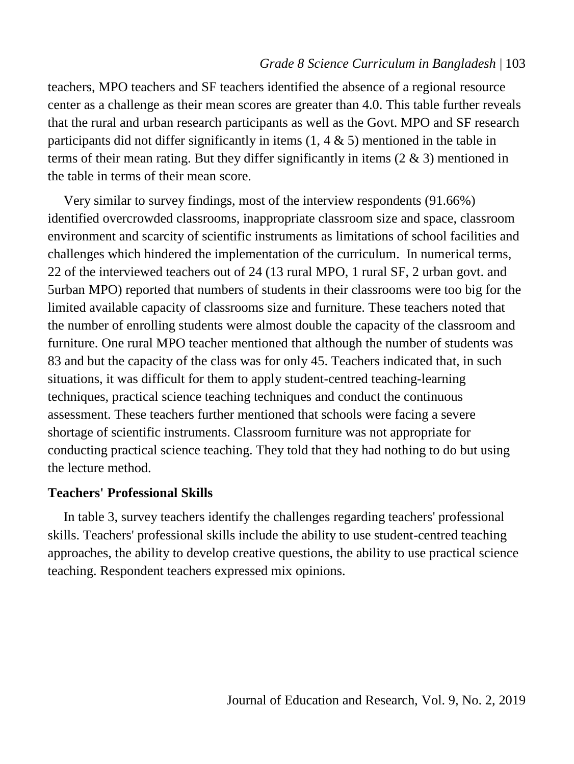teachers, MPO teachers and SF teachers identified the absence of a regional resource center as a challenge as their mean scores are greater than 4.0. This table further reveals that the rural and urban research participants as well as the Govt. MPO and SF research participants did not differ significantly in items (1, 4 & 5) mentioned in the table in terms of their mean rating. But they differ significantly in items (2 & 3) mentioned in the table in terms of their mean score.

Very similar to survey findings, most of the interview respondents (91.66%) identified overcrowded classrooms, inappropriate classroom size and space, classroom environment and scarcity of scientific instruments as limitations of school facilities and challenges which hindered the implementation of the curriculum. In numerical terms, 22 of the interviewed teachers out of 24 (13 rural MPO, 1 rural SF, 2 urban govt. and 5urban MPO) reported that numbers of students in their classrooms were too big for the limited available capacity of classrooms size and furniture. These teachers noted that the number of enrolling students were almost double the capacity of the classroom and furniture. One rural MPO teacher mentioned that although the number of students was 83 and but the capacity of the class was for only 45. Teachers indicated that, in such situations, it was difficult for them to apply student-centred teaching-learning techniques, practical science teaching techniques and conduct the continuous assessment. These teachers further mentioned that schools were facing a severe shortage of scientific instruments. Classroom furniture was not appropriate for conducting practical science teaching. They told that they had nothing to do but using the lecture method.

**Teachers' Professional Skills**

In table 3, survey teachers identify the challenges regarding teachers' professional skills. Teachers' professional skills include the ability to use student-centred teaching approaches, the ability to develop creative questions, the ability to use practical science teaching. Respondent teachers expressed mix opinions.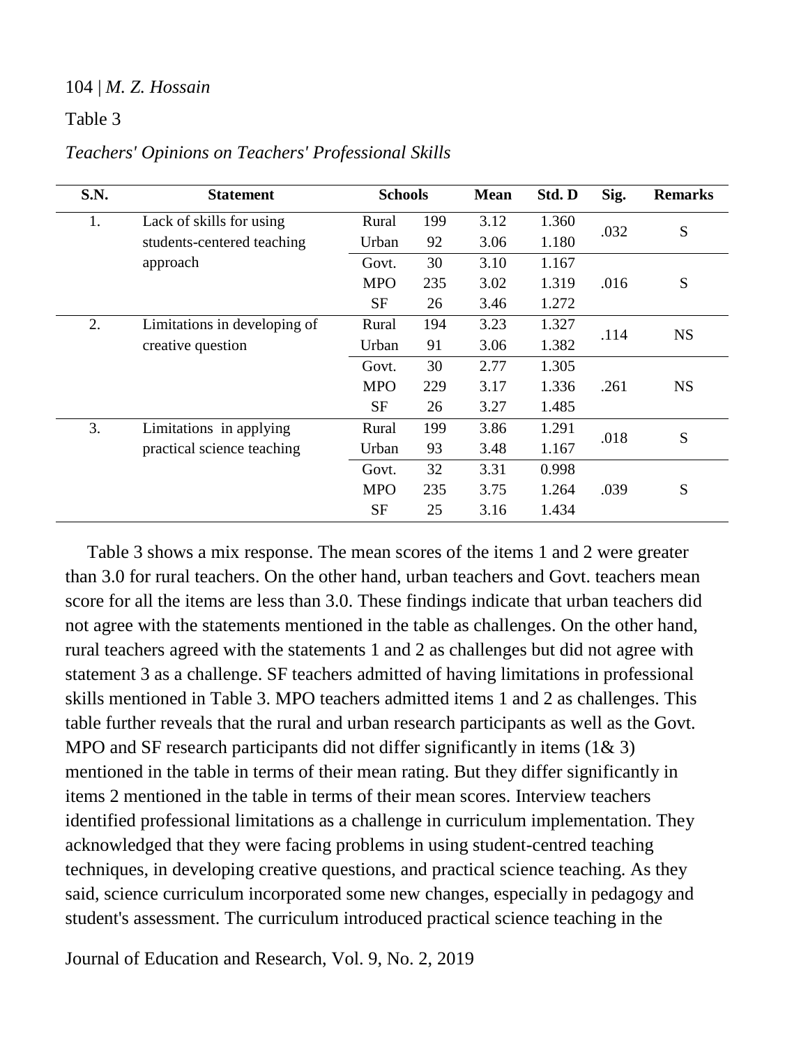Table 3

*Teachers' Opinions on Teachers' Professional Skills*

| S.N. | Statement | Schools | | Mean | Std. D | Sig. | Remarks |
|---|---|---|---|---|---|---|---|
| 1. | Lack of skills for using students-centered teaching approach | Rural | 199 | 3.12 | 1.360 | .032 | S |
| | | Urban | 92 | 3.06 | 1.180 | | |
| | | Govt. | 30 | 3.10 | 1.167 | .016 | S |
| | | MPO | 235 | 3.02 | 1.319 | | |
| | | SF | 26 | 3.46 | 1.272 | | |
| 2. | Limitations in developing of creative question | Rural | 194 | 3.23 | 1.327 | .114 | NS |
| | | Urban | 91 | 3.06 | 1.382 | | |
| | | Govt. | 30 | 2.77 | 1.305 | .261 | NS |
| | | MPO | 229 | 3.17 | 1.336 | | |
| | | SF | 26 | 3.27 | 1.485 | | |
| 3. | Limitations in applying practical science teaching | Rural | 199 | 3.86 | 1.291 | .018 | S |
| | | Urban | 93 | 3.48 | 1.167 | | |
| | | Govt. | 32 | 3.31 | 0.998 | .039 | S |
| | | MPO | 235 | 3.75 | 1.264 | | |
| | | SF | 25 | 3.16 | 1.434 | | |

Table 3 shows a mix response. The mean scores of the items 1 and 2 were greater than 3.0 for rural teachers. On the other hand, urban teachers and Govt. teachers mean score for all the items are less than 3.0. These findings indicate that urban teachers did not agree with the statements mentioned in the table as challenges. On the other hand, rural teachers agreed with the statements 1 and 2 as challenges but did not agree with statement 3 as a challenge. SF teachers admitted of having limitations in professional skills mentioned in Table 3. MPO teachers admitted items 1 and 2 as challenges. This table further reveals that the rural and urban research participants as well as the Govt. MPO and SF research participants did not differ significantly in items (1& 3) mentioned in the table in terms of their mean rating. But they differ significantly in items 2 mentioned in the table in terms of their mean scores. Interview teachers identified professional limitations as a challenge in curriculum implementation. They acknowledged that they were facing problems in using student-centred teaching techniques, in developing creative questions, and practical science teaching. As they said, science curriculum incorporated some new changes, especially in pedagogy and student's assessment. The curriculum introduced practical science teaching in the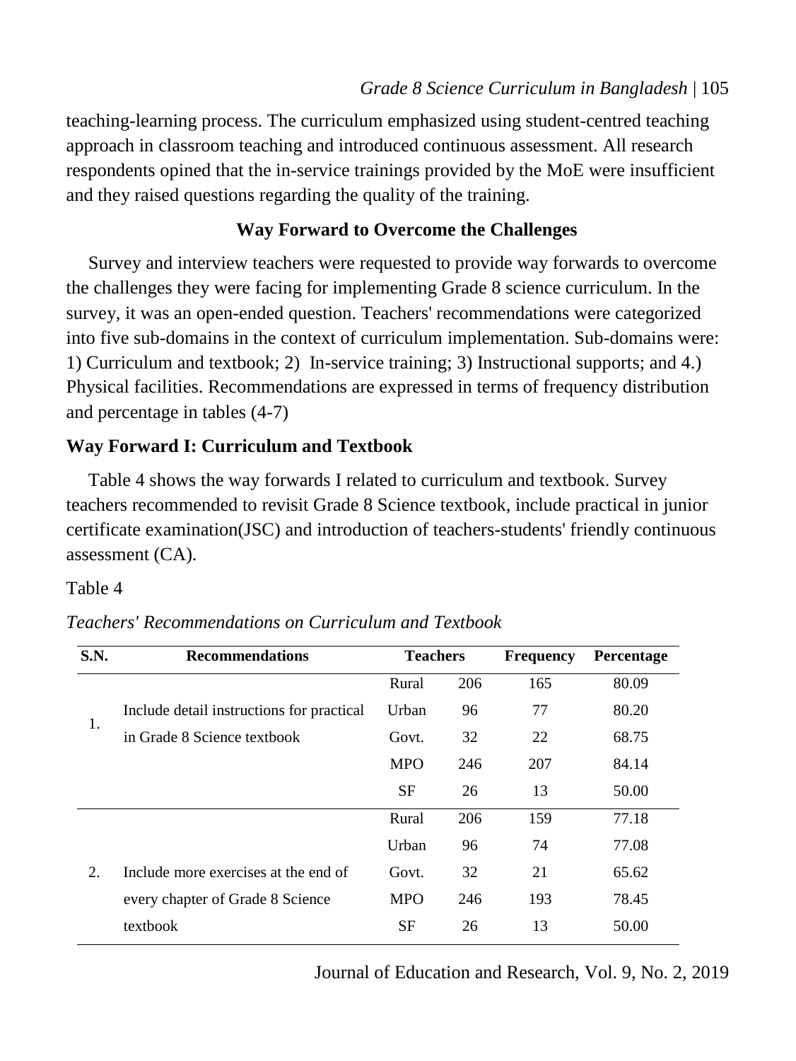teaching-learning process. The curriculum emphasized using student-centred teaching approach in classroom teaching and introduced continuous assessment. All research respondents opined that the in-service trainings provided by the MoE were insufficient and they raised questions regarding the quality of the training.

## Way Forward to Overcome the Challenges

Survey and interview teachers were requested to provide way forwards to overcome the challenges they were facing for implementing Grade 8 science curriculum. In the survey, it was an open-ended question. Teachers' recommendations were categorized into five sub-domains in the context of curriculum implementation. Sub-domains were: 1) Curriculum and textbook; 2) In-service training; 3) Instructional supports; and 4.) Physical facilities. Recommendations are expressed in terms of frequency distribution and percentage in tables (4-7)

### Way Forward I: Curriculum and Textbook

Table 4 shows the way forwards I related to curriculum and textbook. Survey teachers recommended to revisit Grade 8 Science textbook, include practical in junior certificate examination(JSC) and introduction of teachers-students' friendly continuous assessment (CA).

Table 4

*Teachers' Recommendations on Curriculum and Textbook*

| S.N. | Recommendations | Teachers | | Frequency | Percentage |
|---|---|---|---|---|---|
| 1. | Include detail instructions for practical in Grade 8 Science textbook | Rural | 206 | 165 | 80.09 |
| | | Urban | 96 | 77 | 80.20 |
| | | Govt. | 32 | 22 | 68.75 |
| | | MPO | 246 | 207 | 84.14 |
| | | SF | 26 | 13 | 50.00 |
| 2. | Include more exercises at the end of every chapter of Grade 8 Science textbook | Rural | 206 | 159 | 77.18 |
| | | Urban | 96 | 74 | 77.08 |
| | | Govt. | 32 | 21 | 65.62 |
| | | MPO | 246 | 193 | 78.45 |
| | | SF | 26 | 13 | 50.00 |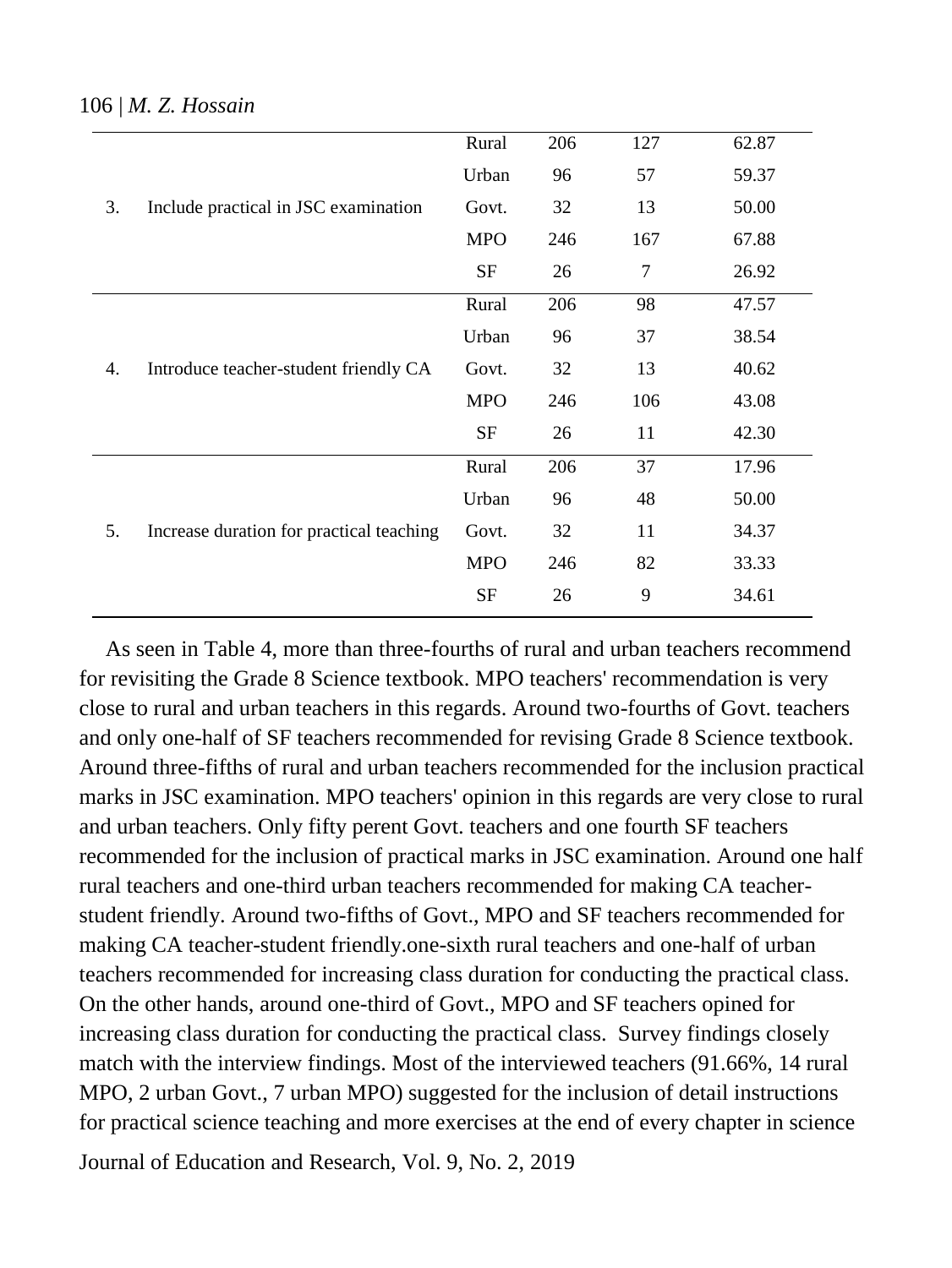| | | | | | |
|---|---|---|---|---|---|
| | | Rural | 206 | 127 | 62.87 |
| | | Urban | 96 | 57 | 59.37 |
| 3. | Include practical in JSC examination | Govt. | 32 | 13 | 50.00 |
| | | MPO | 246 | 167 | 67.88 |
| | | SF | 26 | 7 | 26.92 |
| | | Rural | 206 | 98 | 47.57 |
| | | Urban | 96 | 37 | 38.54 |
| 4. | Introduce teacher-student friendly CA | Govt. | 32 | 13 | 40.62 |
| | | MPO | 246 | 106 | 43.08 |
| | | SF | 26 | 11 | 42.30 |
| | | Rural | 206 | 37 | 17.96 |
| | | Urban | 96 | 48 | 50.00 |
| 5. | Increase duration for practical teaching | Govt. | 32 | 11 | 34.37 |
| | | MPO | 246 | 82 | 33.33 |
| | | SF | 26 | 9 | 34.61 |

As seen in Table 4, more than three-fourths of rural and urban teachers recommend for revisiting the Grade 8 Science textbook. MPO teachers' recommendation is very close to rural and urban teachers in this regards. Around two-fourths of Govt. teachers and only one-half of SF teachers recommended for revising Grade 8 Science textbook. Around three-fifths of rural and urban teachers recommended for the inclusion practical marks in JSC examination. MPO teachers' opinion in this regards are very close to rural and urban teachers. Only fifty perent Govt. teachers and one fourth SF teachers recommended for the inclusion of practical marks in JSC examination. Around one half rural teachers and one-third urban teachers recommended for making CA teacher-student friendly. Around two-fifths of Govt., MPO and SF teachers recommended for making CA teacher-student friendly.one-sixth rural teachers and one-half of urban teachers recommended for increasing class duration for conducting the practical class. On the other hands, around one-third of Govt., MPO and SF teachers opined for increasing class duration for conducting the practical class. Survey findings closely match with the interview findings. Most of the interviewed teachers (91.66%, 14 rural MPO, 2 urban Govt., 7 urban MPO) suggested for the inclusion of detail instructions for practical science teaching and more exercises at the end of every chapter in science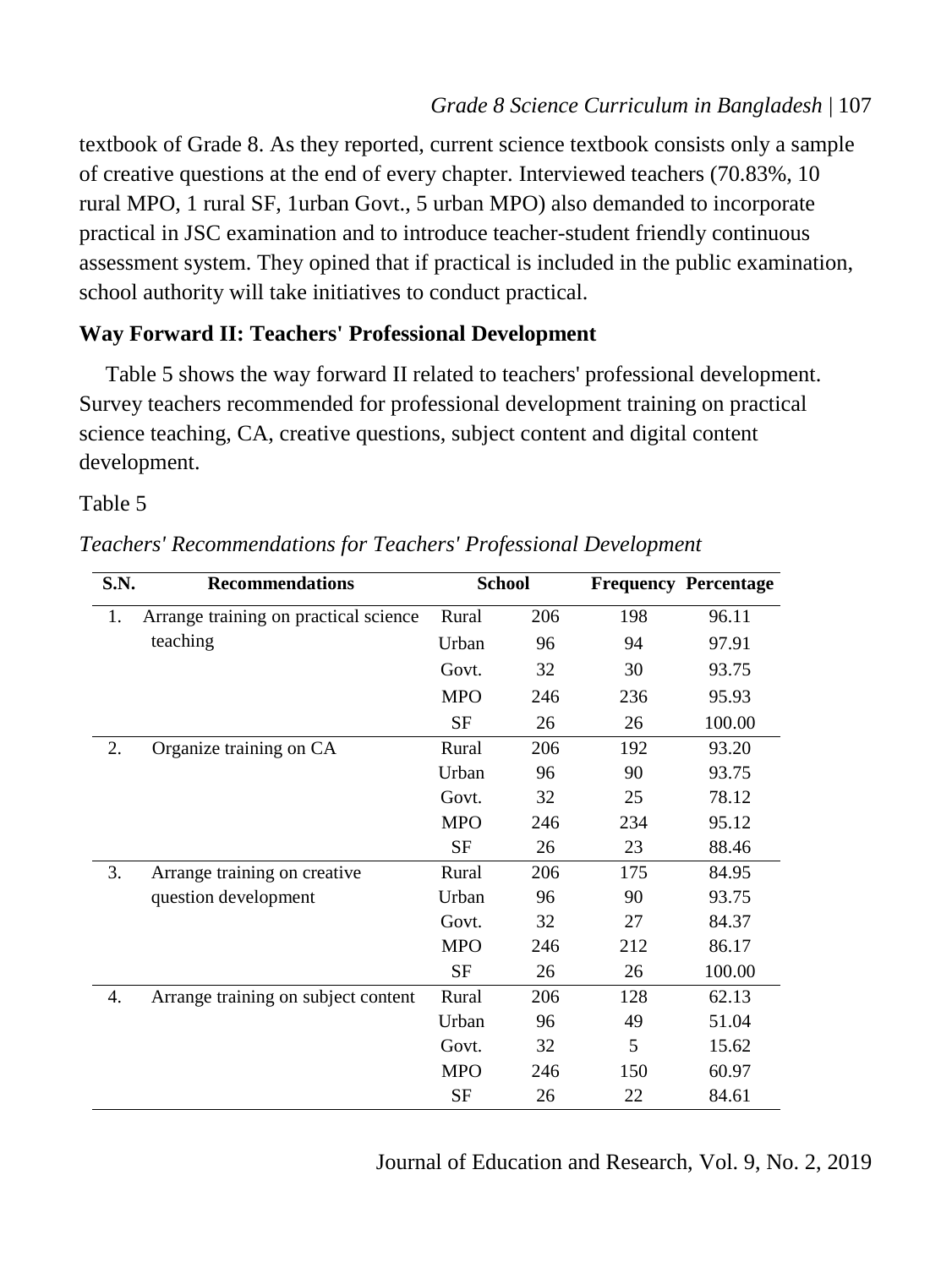textbook of Grade 8. As they reported, current science textbook consists only a sample of creative questions at the end of every chapter. Interviewed teachers (70.83%, 10 rural MPO, 1 rural SF, 1urban Govt., 5 urban MPO) also demanded to incorporate practical in JSC examination and to introduce teacher-student friendly continuous assessment system. They opined that if practical is included in the public examination, school authority will take initiatives to conduct practical.

## Way Forward II: Teachers' Professional Development

Table 5 shows the way forward II related to teachers' professional development. Survey teachers recommended for professional development training on practical science teaching, CA, creative questions, subject content and digital content development.

Table 5

*Teachers' Recommendations for Teachers' Professional Development*

| S.N. | Recommendations | School | | Frequency | Percentage |
|---|---|---|---|---|---|
| 1. | Arrange training on practical science teaching | Rural | 206 | 198 | 96.11 |
| | | Urban | 96 | 94 | 97.91 |
| | | Govt. | 32 | 30 | 93.75 |
| | | MPO | 246 | 236 | 95.93 |
| | | SF | 26 | 26 | 100.00 |
| 2. | Organize training on CA | Rural | 206 | 192 | 93.20 |
| | | Urban | 96 | 90 | 93.75 |
| | | Govt. | 32 | 25 | 78.12 |
| | | MPO | 246 | 234 | 95.12 |
| | | SF | 26 | 23 | 88.46 |
| 3. | Arrange training on creative question development | Rural | 206 | 175 | 84.95 |
| | | Urban | 96 | 90 | 93.75 |
| | | Govt. | 32 | 27 | 84.37 |
| | | MPO | 246 | 212 | 86.17 |
| | | SF | 26 | 26 | 100.00 |
| 4. | Arrange training on subject content | Rural | 206 | 128 | 62.13 |
| | | Urban | 96 | 49 | 51.04 |
| | | Govt. | 32 | 5 | 15.62 |
| | | MPO | 246 | 150 | 60.97 |
| | | SF | 26 | 22 | 84.61 |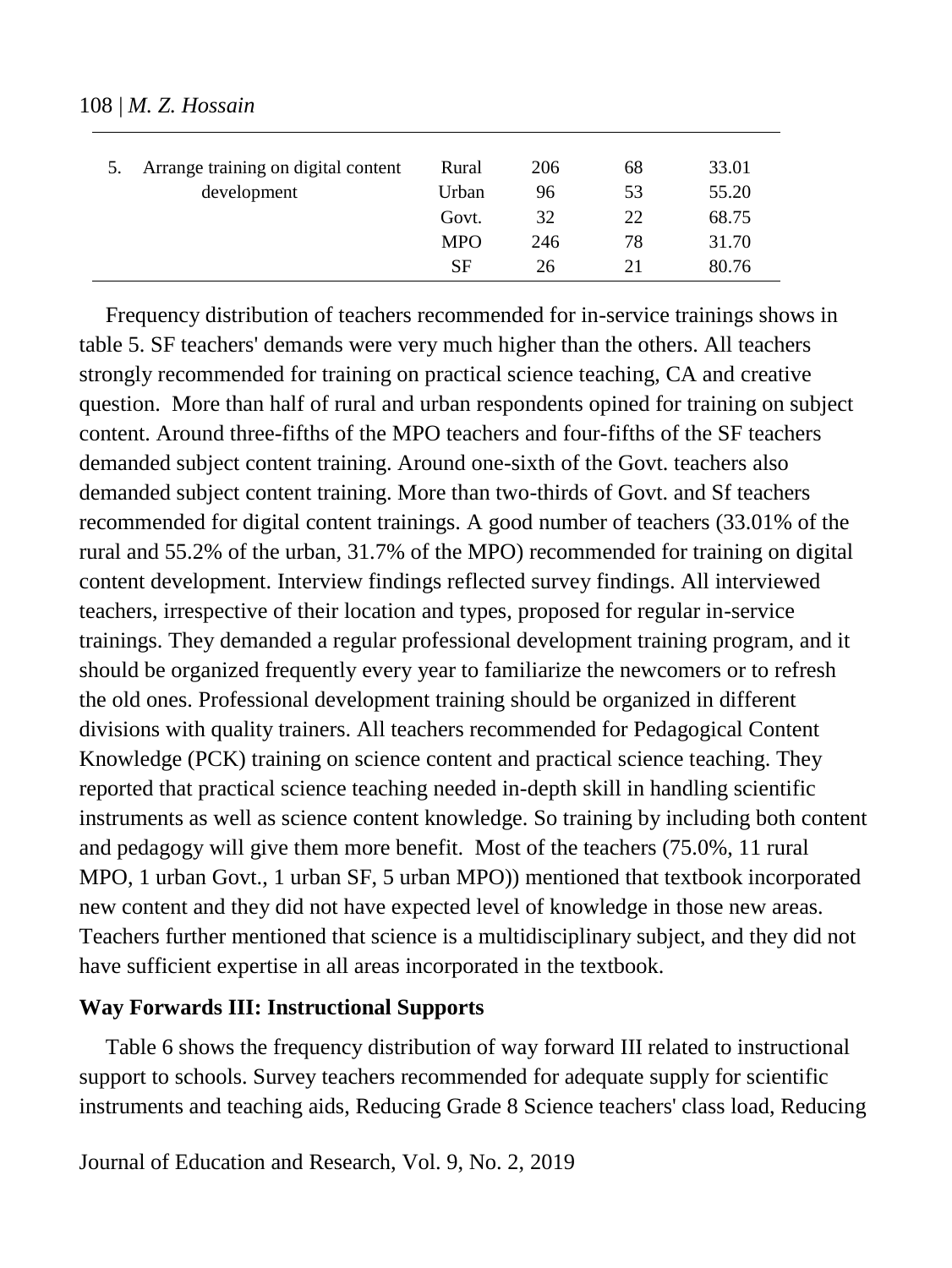| | | | | | |
|---|---|---|---|---|---|
| 5. | Arrange training on digital content development | Rural | 206 | 68 | 33.01 |
| | | Urban | 96 | 53 | 55.20 |
| | | Govt. | 32 | 22 | 68.75 |
| | | MPO | 246 | 78 | 31.70 |
| | | SF | 26 | 21 | 80.76 |

Frequency distribution of teachers recommended for in-service trainings shows in table 5. SF teachers' demands were very much higher than the others. All teachers strongly recommended for training on practical science teaching, CA and creative question. More than half of rural and urban respondents opined for training on subject content. Around three-fifths of the MPO teachers and four-fifths of the SF teachers demanded subject content training. Around one-sixth of the Govt. teachers also demanded subject content training. More than two-thirds of Govt. and Sf teachers recommended for digital content trainings. A good number of teachers (33.01% of the rural and 55.2% of the urban, 31.7% of the MPO) recommended for training on digital content development. Interview findings reflected survey findings. All interviewed teachers, irrespective of their location and types, proposed for regular in-service trainings. They demanded a regular professional development training program, and it should be organized frequently every year to familiarize the newcomers or to refresh the old ones. Professional development training should be organized in different divisions with quality trainers. All teachers recommended for Pedagogical Content Knowledge (PCK) training on science content and practical science teaching. They reported that practical science teaching needed in-depth skill in handling scientific instruments as well as science content knowledge. So training by including both content and pedagogy will give them more benefit. Most of the teachers (75.0%, 11 rural MPO, 1 urban Govt., 1 urban SF, 5 urban MPO)) mentioned that textbook incorporated new content and they did not have expected level of knowledge in those new areas. Teachers further mentioned that science is a multidisciplinary subject, and they did not have sufficient expertise in all areas incorporated in the textbook.

**Way Forwards III: Instructional Supports**

Table 6 shows the frequency distribution of way forward III related to instructional support to schools. Survey teachers recommended for adequate supply for scientific instruments and teaching aids, Reducing Grade 8 Science teachers' class load, Reducing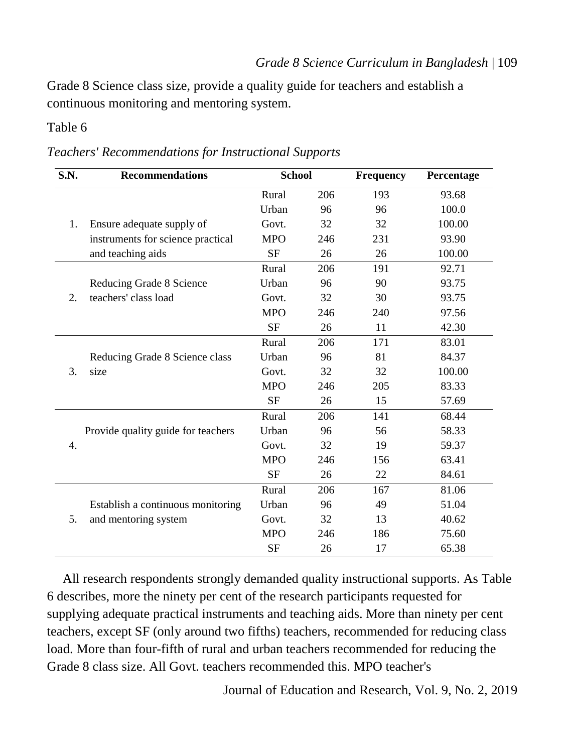Grade 8 Science class size, provide a quality guide for teachers and establish a continuous monitoring and mentoring system.

Table 6

*Teachers' Recommendations for Instructional Supports*

| S.N. | Recommendations | School | | Frequency | Percentage |
|---|---|---|---|---|---|
| 1. | Ensure adequate supply of instruments for science practical and teaching aids | Rural | 206 | 193 | 93.68 |
| | | Urban | 96 | 96 | 100.0 |
| | | Govt. | 32 | 32 | 100.00 |
| | | MPO | 246 | 231 | 93.90 |
| | | SF | 26 | 26 | 100.00 |
| 2. | Reducing Grade 8 Science teachers' class load | Rural | 206 | 191 | 92.71 |
| | | Urban | 96 | 90 | 93.75 |
| | | Govt. | 32 | 30 | 93.75 |
| | | MPO | 246 | 240 | 97.56 |
| | | SF | 26 | 11 | 42.30 |
| 3. | Reducing Grade 8 Science class size | Rural | 206 | 171 | 83.01 |
| | | Urban | 96 | 81 | 84.37 |
| | | Govt. | 32 | 32 | 100.00 |
| | | MPO | 246 | 205 | 83.33 |
| | | SF | 26 | 15 | 57.69 |
| 4. | Provide quality guide for teachers | Rural | 206 | 141 | 68.44 |
| | | Urban | 96 | 56 | 58.33 |
| | | Govt. | 32 | 19 | 59.37 |
| | | MPO | 246 | 156 | 63.41 |
| | | SF | 26 | 22 | 84.61 |
| 5. | Establish a continuous monitoring and mentoring system | Rural | 206 | 167 | 81.06 |
| | | Urban | 96 | 49 | 51.04 |
| | | Govt. | 32 | 13 | 40.62 |
| | | MPO | 246 | 186 | 75.60 |
| | | SF | 26 | 17 | 65.38 |

All research respondents strongly demanded quality instructional supports. As Table 6 describes, more the ninety per cent of the research participants requested for supplying adequate practical instruments and teaching aids. More than ninety per cent teachers, except SF (only around two fifths) teachers, recommended for reducing class load. More than four-fifth of rural and urban teachers recommended for reducing the Grade 8 class size. All Govt. teachers recommended this. MPO teacher's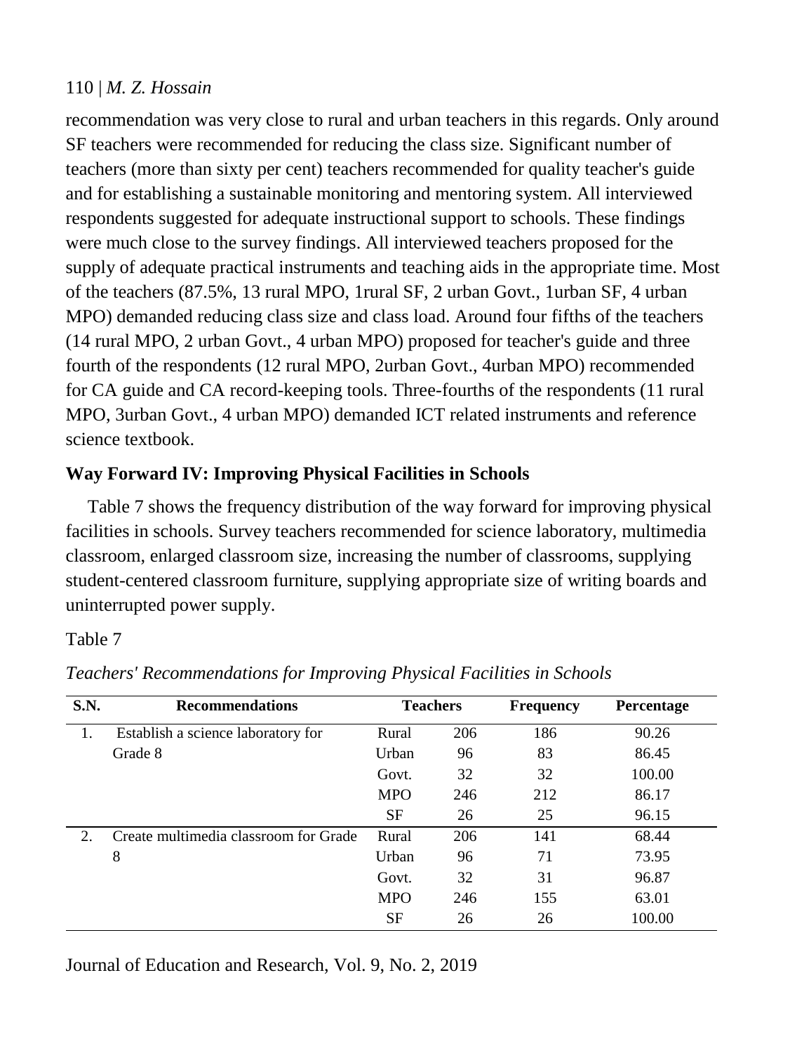recommendation was very close to rural and urban teachers in this regards. Only around SF teachers were recommended for reducing the class size. Significant number of teachers (more than sixty per cent) teachers recommended for quality teacher's guide and for establishing a sustainable monitoring and mentoring system. All interviewed respondents suggested for adequate instructional support to schools. These findings were much close to the survey findings. All interviewed teachers proposed for the supply of adequate practical instruments and teaching aids in the appropriate time. Most of the teachers (87.5%, 13 rural MPO, 1rural SF, 2 urban Govt., 1urban SF, 4 urban MPO) demanded reducing class size and class load. Around four fifths of the teachers (14 rural MPO, 2 urban Govt., 4 urban MPO) proposed for teacher's guide and three fourth of the respondents (12 rural MPO, 2urban Govt., 4urban MPO) recommended for CA guide and CA record-keeping tools. Three-fourths of the respondents (11 rural MPO, 3urban Govt., 4 urban MPO) demanded ICT related instruments and reference science textbook.

### Way Forward IV: Improving Physical Facilities in Schools

Table 7 shows the frequency distribution of the way forward for improving physical facilities in schools. Survey teachers recommended for science laboratory, multimedia classroom, enlarged classroom size, increasing the number of classrooms, supplying student-centered classroom furniture, supplying appropriate size of writing boards and uninterrupted power supply.

Table 7

*Teachers' Recommendations for Improving Physical Facilities in Schools*

| S.N. | Recommendations | Teachers | | Frequency | Percentage |
|---|---|---|---|---|---|
| 1. | Establish a science laboratory for Grade 8 | Rural | 206 | 186 | 90.26 |
| | | Urban | 96 | 83 | 86.45 |
| | | Govt. | 32 | 32 | 100.00 |
| | | MPO | 246 | 212 | 86.17 |
| | | SF | 26 | 25 | 96.15 |
| 2. | Create multimedia classroom for Grade 8 | Rural | 206 | 141 | 68.44 |
| | | Urban | 96 | 71 | 73.95 |
| | | Govt. | 32 | 31 | 96.87 |
| | | MPO | 246 | 155 | 63.01 |
| | | SF | 26 | 26 | 100.00 |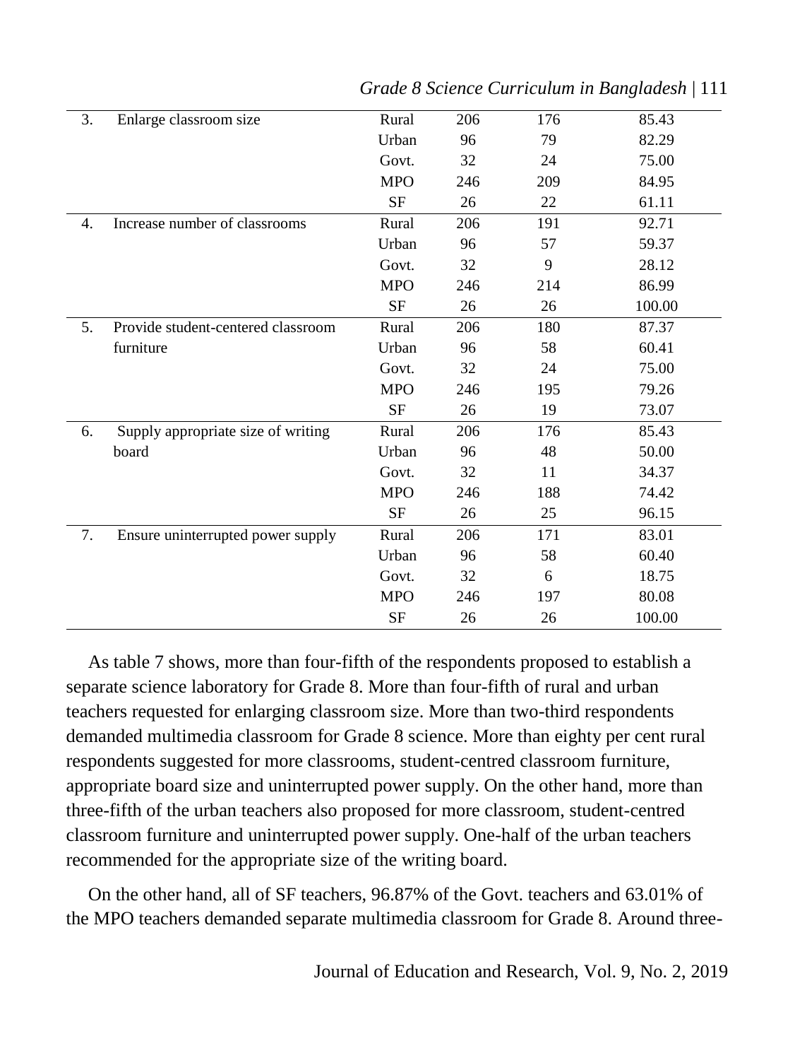| | | | | | |
|---|---|---|---|---|---|
| 3. | Enlarge classroom size | Rural | 206 | 176 | 85.43 |
| | | Urban | 96 | 79 | 82.29 |
| | | Govt. | 32 | 24 | 75.00 |
| | | MPO | 246 | 209 | 84.95 |
| | | SF | 26 | 22 | 61.11 |
| 4. | Increase number of classrooms | Rural | 206 | 191 | 92.71 |
| | | Urban | 96 | 57 | 59.37 |
| | | Govt. | 32 | 9 | 28.12 |
| | | MPO | 246 | 214 | 86.99 |
| | | SF | 26 | 26 | 100.00 |
| 5. | Provide student-centered classroom furniture | Rural | 206 | 180 | 87.37 |
| | | Urban | 96 | 58 | 60.41 |
| | | Govt. | 32 | 24 | 75.00 |
| | | MPO | 246 | 195 | 79.26 |
| | | SF | 26 | 19 | 73.07 |
| 6. | Supply appropriate size of writing board | Rural | 206 | 176 | 85.43 |
| | | Urban | 96 | 48 | 50.00 |
| | | Govt. | 32 | 11 | 34.37 |
| | | MPO | 246 | 188 | 74.42 |
| | | SF | 26 | 25 | 96.15 |
| 7. | Ensure uninterrupted power supply | Rural | 206 | 171 | 83.01 |
| | | Urban | 96 | 58 | 60.40 |
| | | Govt. | 32 | 6 | 18.75 |
| | | MPO | 246 | 197 | 80.08 |
| | | SF | 26 | 26 | 100.00 |

As table 7 shows, more than four-fifth of the respondents proposed to establish a separate science laboratory for Grade 8. More than four-fifth of rural and urban teachers requested for enlarging classroom size. More than two-third respondents demanded multimedia classroom for Grade 8 science. More than eighty per cent rural respondents suggested for more classrooms, student-centred classroom furniture, appropriate board size and uninterrupted power supply. On the other hand, more than three-fifth of the urban teachers also proposed for more classroom, student-centred classroom furniture and uninterrupted power supply. One-half of the urban teachers recommended for the appropriate size of the writing board.

On the other hand, all of SF teachers, 96.87% of the Govt. teachers and 63.01% of the MPO teachers demanded separate multimedia classroom for Grade 8. Around three-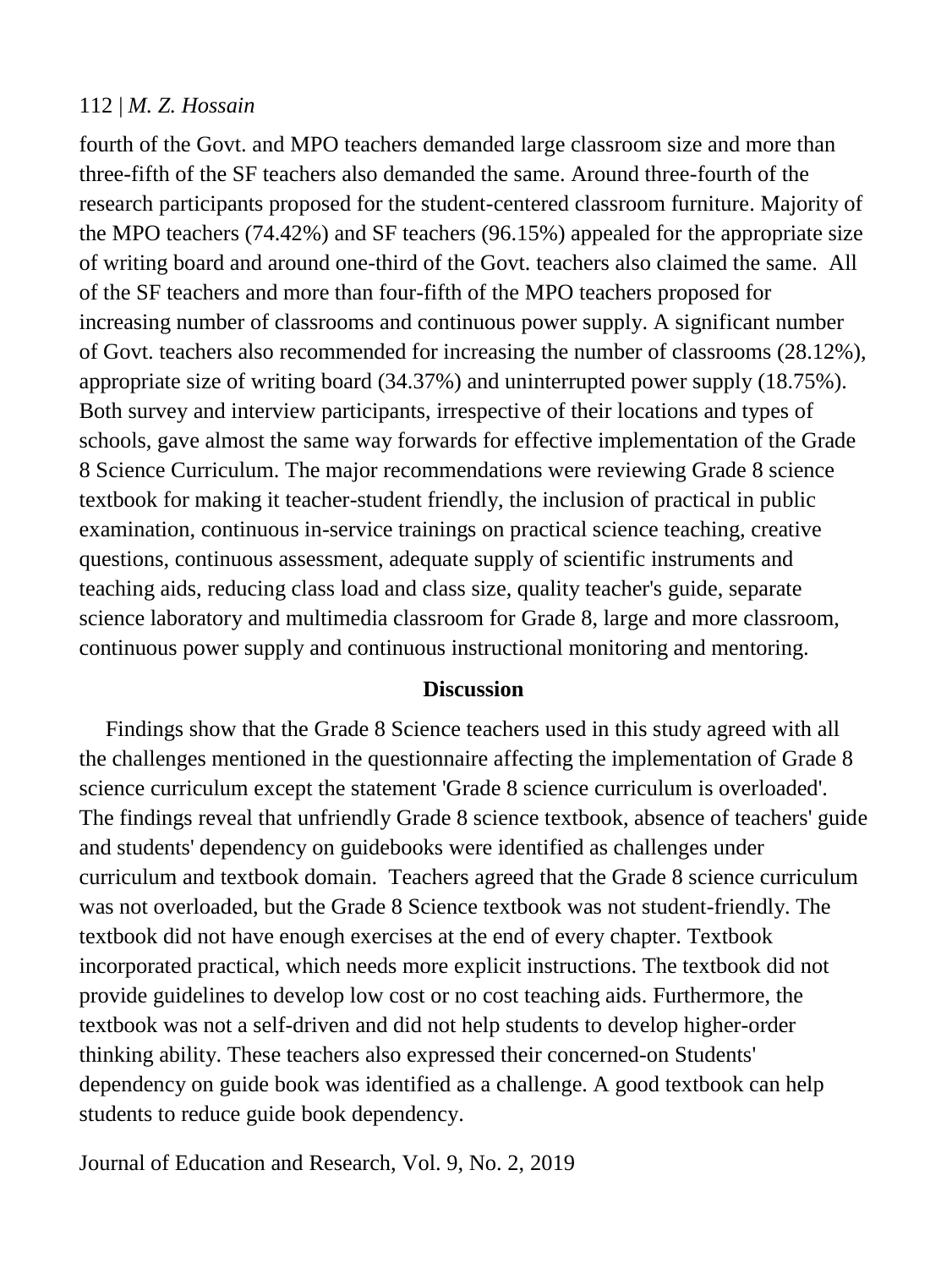fourth of the Govt. and MPO teachers demanded large classroom size and more than three-fifth of the SF teachers also demanded the same. Around three-fourth of the research participants proposed for the student-centered classroom furniture. Majority of the MPO teachers (74.42%) and SF teachers (96.15%) appealed for the appropriate size of writing board and around one-third of the Govt. teachers also claimed the same. All of the SF teachers and more than four-fifth of the MPO teachers proposed for increasing number of classrooms and continuous power supply. A significant number of Govt. teachers also recommended for increasing the number of classrooms (28.12%), appropriate size of writing board (34.37%) and uninterrupted power supply (18.75%). Both survey and interview participants, irrespective of their locations and types of schools, gave almost the same way forwards for effective implementation of the Grade 8 Science Curriculum. The major recommendations were reviewing Grade 8 science textbook for making it teacher-student friendly, the inclusion of practical in public examination, continuous in-service trainings on practical science teaching, creative questions, continuous assessment, adequate supply of scientific instruments and teaching aids, reducing class load and class size, quality teacher's guide, separate science laboratory and multimedia classroom for Grade 8, large and more classroom, continuous power supply and continuous instructional monitoring and mentoring.

## Discussion

Findings show that the Grade 8 Science teachers used in this study agreed with all the challenges mentioned in the questionnaire affecting the implementation of Grade 8 science curriculum except the statement 'Grade 8 science curriculum is overloaded'. The findings reveal that unfriendly Grade 8 science textbook, absence of teachers' guide and students' dependency on guidebooks were identified as challenges under curriculum and textbook domain. Teachers agreed that the Grade 8 science curriculum was not overloaded, but the Grade 8 Science textbook was not student-friendly. The textbook did not have enough exercises at the end of every chapter. Textbook incorporated practical, which needs more explicit instructions. The textbook did not provide guidelines to develop low cost or no cost teaching aids. Furthermore, the textbook was not a self-driven and did not help students to develop higher-order thinking ability. These teachers also expressed their concerned-on Students' dependency on guide book was identified as a challenge. A good textbook can help students to reduce guide book dependency.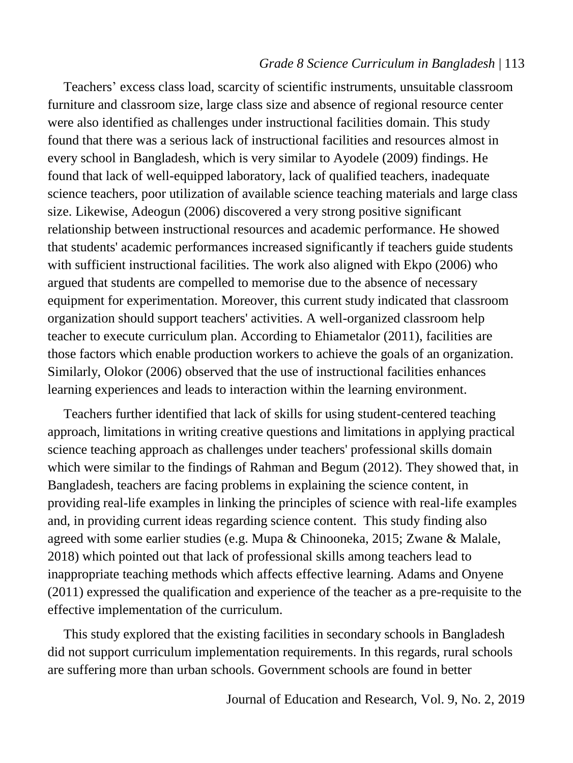Teachers' excess class load, scarcity of scientific instruments, unsuitable classroom furniture and classroom size, large class size and absence of regional resource center were also identified as challenges under instructional facilities domain. This study found that there was a serious lack of instructional facilities and resources almost in every school in Bangladesh, which is very similar to Ayodele (2009) findings. He found that lack of well-equipped laboratory, lack of qualified teachers, inadequate science teachers, poor utilization of available science teaching materials and large class size. Likewise, Adeogun (2006) discovered a very strong positive significant relationship between instructional resources and academic performance. He showed that students' academic performances increased significantly if teachers guide students with sufficient instructional facilities. The work also aligned with Ekpo (2006) who argued that students are compelled to memorise due to the absence of necessary equipment for experimentation. Moreover, this current study indicated that classroom organization should support teachers' activities. A well-organized classroom help teacher to execute curriculum plan. According to Ehiametalor (2011), facilities are those factors which enable production workers to achieve the goals of an organization. Similarly, Olokor (2006) observed that the use of instructional facilities enhances learning experiences and leads to interaction within the learning environment.

Teachers further identified that lack of skills for using student-centered teaching approach, limitations in writing creative questions and limitations in applying practical science teaching approach as challenges under teachers' professional skills domain which were similar to the findings of Rahman and Begum (2012). They showed that, in Bangladesh, teachers are facing problems in explaining the science content, in providing real-life examples in linking the principles of science with real-life examples and, in providing current ideas regarding science content. This study finding also agreed with some earlier studies (e.g. Mupa & Chinooneka, 2015; Zwane & Malale, 2018) which pointed out that lack of professional skills among teachers lead to inappropriate teaching methods which affects effective learning. Adams and Onyene (2011) expressed the qualification and experience of the teacher as a pre-requisite to the effective implementation of the curriculum.

This study explored that the existing facilities in secondary schools in Bangladesh did not support curriculum implementation requirements. In this regards, rural schools are suffering more than urban schools. Government schools are found in better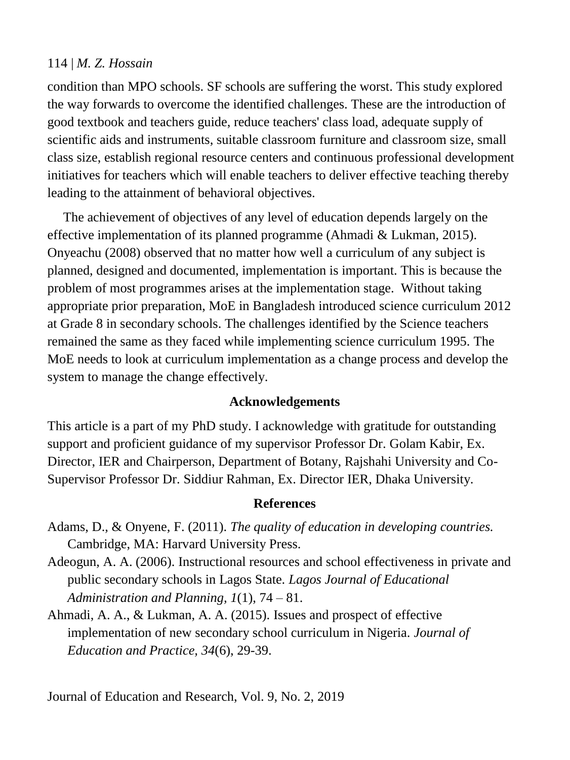condition than MPO schools. SF schools are suffering the worst. This study explored the way forwards to overcome the identified challenges. These are the introduction of good textbook and teachers guide, reduce teachers' class load, adequate supply of scientific aids and instruments, suitable classroom furniture and classroom size, small class size, establish regional resource centers and continuous professional development initiatives for teachers which will enable teachers to deliver effective teaching thereby leading to the attainment of behavioral objectives.

The achievement of objectives of any level of education depends largely on the effective implementation of its planned programme (Ahmadi & Lukman, 2015). Onyeachu (2008) observed that no matter how well a curriculum of any subject is planned, designed and documented, implementation is important. This is because the problem of most programmes arises at the implementation stage. Without taking appropriate prior preparation, MoE in Bangladesh introduced science curriculum 2012 at Grade 8 in secondary schools. The challenges identified by the Science teachers remained the same as they faced while implementing science curriculum 1995. The MoE needs to look at curriculum implementation as a change process and develop the system to manage the change effectively.

## Acknowledgements

This article is a part of my PhD study. I acknowledge with gratitude for outstanding support and proficient guidance of my supervisor Professor Dr. Golam Kabir, Ex. Director, IER and Chairperson, Department of Botany, Rajshahi University and Co-Supervisor Professor Dr. Siddiur Rahman, Ex. Director IER, Dhaka University.

## References

Adams, D., & Onyene, F. (2011). *The quality of education in developing countries.* Cambridge, MA: Harvard University Press.

Adeogun, A. A. (2006). Instructional resources and school effectiveness in private and public secondary schools in Lagos State. *Lagos Journal of Educational Administration and Planning, 1*(1), 74 – 81.

Ahmadi, A. A., & Lukman, A. A. (2015). Issues and prospect of effective implementation of new secondary school curriculum in Nigeria. *Journal of Education and Practice, 34*(6), 29-39.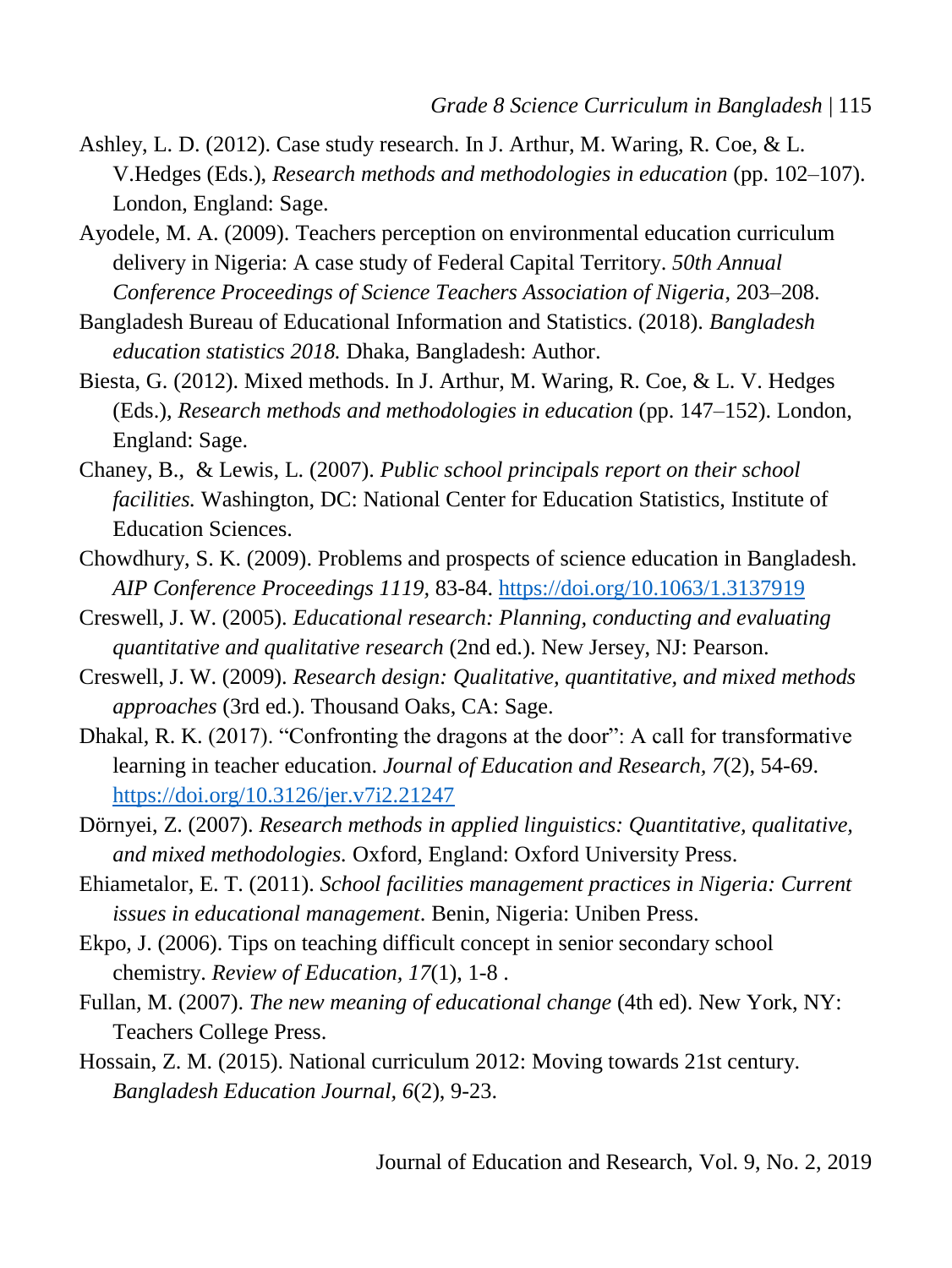Ashley, L. D. (2012). Case study research. In J. Arthur, M. Waring, R. Coe, & L. V.Hedges (Eds.), *Research methods and methodologies in education* (pp. 102–107). London, England: Sage.

Ayodele, M. A. (2009). Teachers perception on environmental education curriculum delivery in Nigeria: A case study of Federal Capital Territory. *50th Annual Conference Proceedings of Science Teachers Association of Nigeria*, 203–208.

Bangladesh Bureau of Educational Information and Statistics. (2018). *Bangladesh education statistics 2018.* Dhaka, Bangladesh: Author.

Biesta, G. (2012). Mixed methods. In J. Arthur, M. Waring, R. Coe, & L. V. Hedges (Eds.), *Research methods and methodologies in education* (pp. 147–152). London, England: Sage.

Chaney, B., & Lewis, L. (2007). *Public school principals report on their school facilities.* Washington, DC: National Center for Education Statistics, Institute of Education Sciences.

Chowdhury, S. K. (2009). Problems and prospects of science education in Bangladesh. *AIP Conference Proceedings 1119*, 83-84. https://doi.org/10.1063/1.3137919

Creswell, J. W. (2005). *Educational research: Planning, conducting and evaluating quantitative and qualitative research* (2nd ed.). New Jersey, NJ: Pearson.

Creswell, J. W. (2009). *Research design: Qualitative, quantitative, and mixed methods approaches* (3rd ed.). Thousand Oaks, CA: Sage.

Dhakal, R. K. (2017). "Confronting the dragons at the door": A call for transformative learning in teacher education. *Journal of Education and Research, 7*(2), 54-69. https://doi.org/10.3126/jer.v7i2.21247

Dörnyei, Z. (2007). *Research methods in applied linguistics: Quantitative, qualitative, and mixed methodologies.* Oxford, England: Oxford University Press.

Ehiametalor, E. T. (2011). *School facilities management practices in Nigeria: Current issues in educational management*. Benin, Nigeria: Uniben Press.

Ekpo, J. (2006). Tips on teaching difficult concept in senior secondary school chemistry. *Review of Education, 17*(1), 1-8 .

Fullan, M. (2007). *The new meaning of educational change* (4th ed). New York, NY: Teachers College Press.

Hossain, Z. M. (2015). National curriculum 2012: Moving towards 21st century. *Bangladesh Education Journal, 6*(2), 9-23.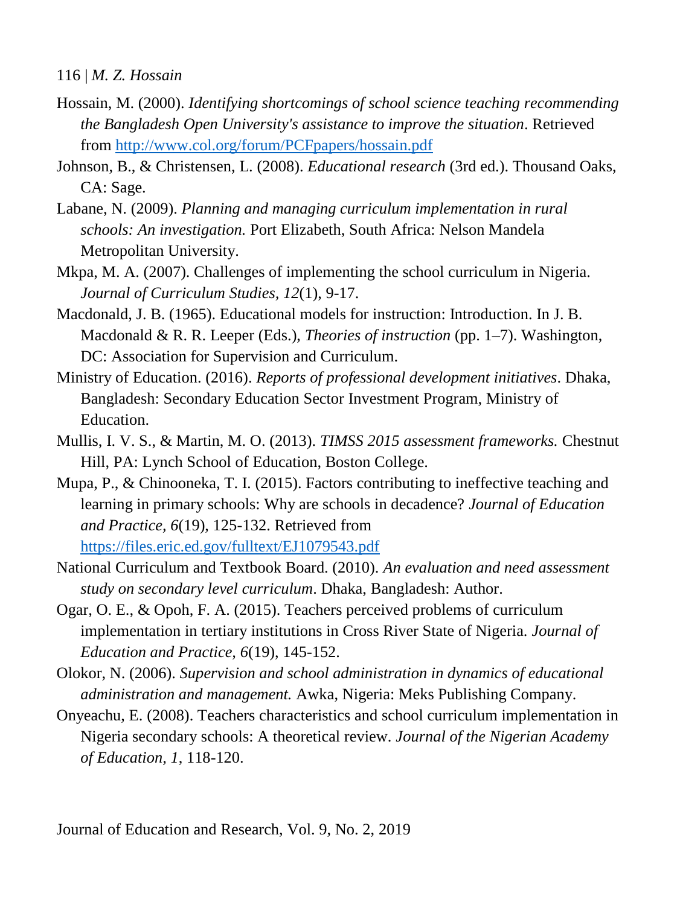Hossain, M. (2000). *Identifying shortcomings of school science teaching recommending the Bangladesh Open University's assistance to improve the situation*. Retrieved from http://www.col.org/forum/PCFpapers/hossain.pdf

Johnson, B., & Christensen, L. (2008). *Educational research* (3rd ed.). Thousand Oaks, CA: Sage.

Labane, N. (2009). *Planning and managing curriculum implementation in rural schools: An investigation.* Port Elizabeth, South Africa: Nelson Mandela Metropolitan University.

Mkpa, M. A. (2007). Challenges of implementing the school curriculum in Nigeria. *Journal of Curriculum Studies, 12*(1), 9-17.

Macdonald, J. B. (1965). Educational models for instruction: Introduction. In J. B. Macdonald & R. R. Leeper (Eds.), *Theories of instruction* (pp. 1–7). Washington, DC: Association for Supervision and Curriculum.

Ministry of Education. (2016). *Reports of professional development initiatives*. Dhaka, Bangladesh: Secondary Education Sector Investment Program, Ministry of Education.

Mullis, I. V. S., & Martin, M. O. (2013). *TIMSS 2015 assessment frameworks.* Chestnut Hill, PA: Lynch School of Education, Boston College.

Mupa, P., & Chinooneka, T. I. (2015). Factors contributing to ineffective teaching and learning in primary schools: Why are schools in decadence? *Journal of Education and Practice, 6*(19), 125-132. Retrieved from https://files.eric.ed.gov/fulltext/EJ1079543.pdf

National Curriculum and Textbook Board. (2010). *An evaluation and need assessment study on secondary level curriculum*. Dhaka, Bangladesh: Author.

Ogar, O. E., & Opoh, F. A. (2015). Teachers perceived problems of curriculum implementation in tertiary institutions in Cross River State of Nigeria. *Journal of Education and Practice, 6*(19), 145-152.

Olokor, N. (2006). *Supervision and school administration in dynamics of educational administration and management.* Awka, Nigeria: Meks Publishing Company.

Onyeachu, E. (2008). Teachers characteristics and school curriculum implementation in Nigeria secondary schools: A theoretical review. *Journal of the Nigerian Academy of Education, 1*, 118-120.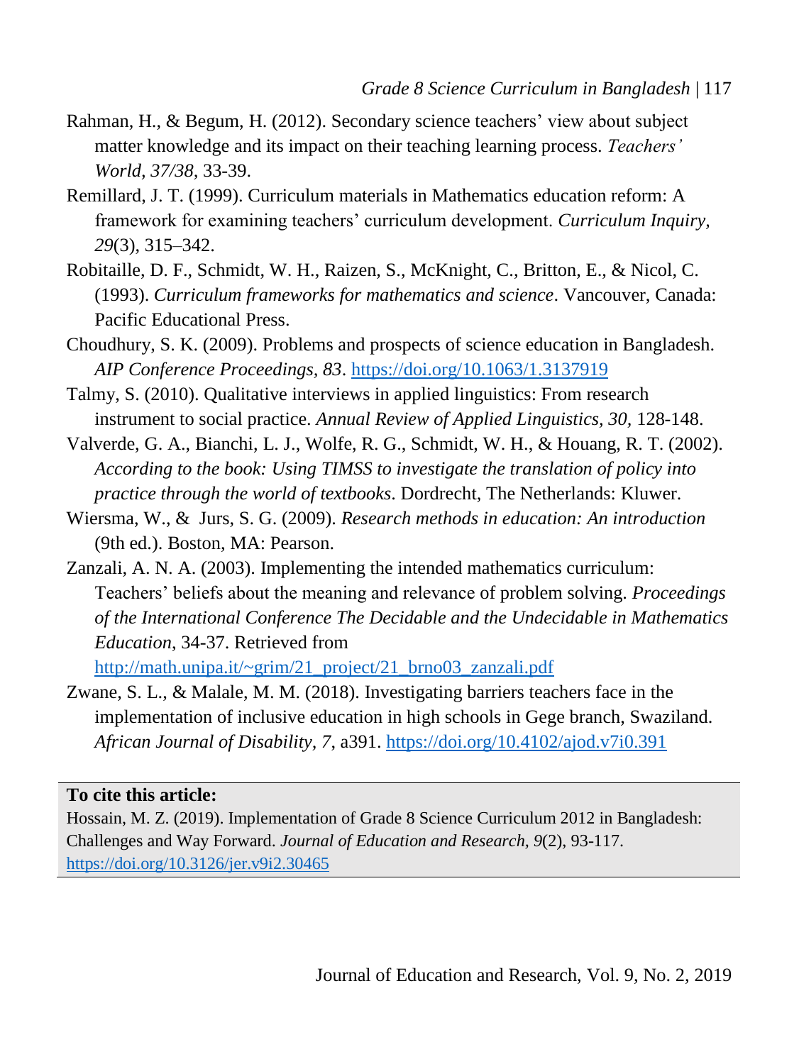Rahman, H., & Begum, H. (2012). Secondary science teachers' view about subject matter knowledge and its impact on their teaching learning process. *Teachers' World, 37/38,* 33-39.

Remillard, J. T. (1999). Curriculum materials in Mathematics education reform: A framework for examining teachers' curriculum development. *Curriculum Inquiry, 29*(3), 315–342.

Robitaille, D. F., Schmidt, W. H., Raizen, S., McKnight, C., Britton, E., & Nicol, C. (1993). *Curriculum frameworks for mathematics and science*. Vancouver, Canada: Pacific Educational Press.

Choudhury, S. K. (2009). Problems and prospects of science education in Bangladesh. *AIP Conference Proceedings, 83*. https://doi.org/10.1063/1.3137919

Talmy, S. (2010). Qualitative interviews in applied linguistics: From research instrument to social practice. *Annual Review of Applied Linguistics, 30,* 128-148.

Valverde, G. A., Bianchi, L. J., Wolfe, R. G., Schmidt, W. H., & Houang, R. T. (2002). *According to the book: Using TIMSS to investigate the translation of policy into practice through the world of textbooks*. Dordrecht, The Netherlands: Kluwer.

Wiersma, W., & Jurs, S. G. (2009). *Research methods in education: An introduction* (9th ed.). Boston, MA: Pearson.

Zanzali, A. N. A. (2003). Implementing the intended mathematics curriculum: Teachers' beliefs about the meaning and relevance of problem solving. *Proceedings of the International Conference The Decidable and the Undecidable in Mathematics Education*, 34-37. Retrieved from http://math.unipa.it/~grim/21_project/21_brno03_zanzali.pdf

Zwane, S. L., & Malale, M. M. (2018). Investigating barriers teachers face in the implementation of inclusive education in high schools in Gege branch, Swaziland. *African Journal of Disability, 7,* a391. https://doi.org/10.4102/ajod.v7i0.391

**To cite this article:**

Hossain, M. Z. (2019). Implementation of Grade 8 Science Curriculum 2012 in Bangladesh: Challenges and Way Forward. *Journal of Education and Research, 9*(2), 93-117. https://doi.org/10.3126/jer.v9i2.30465